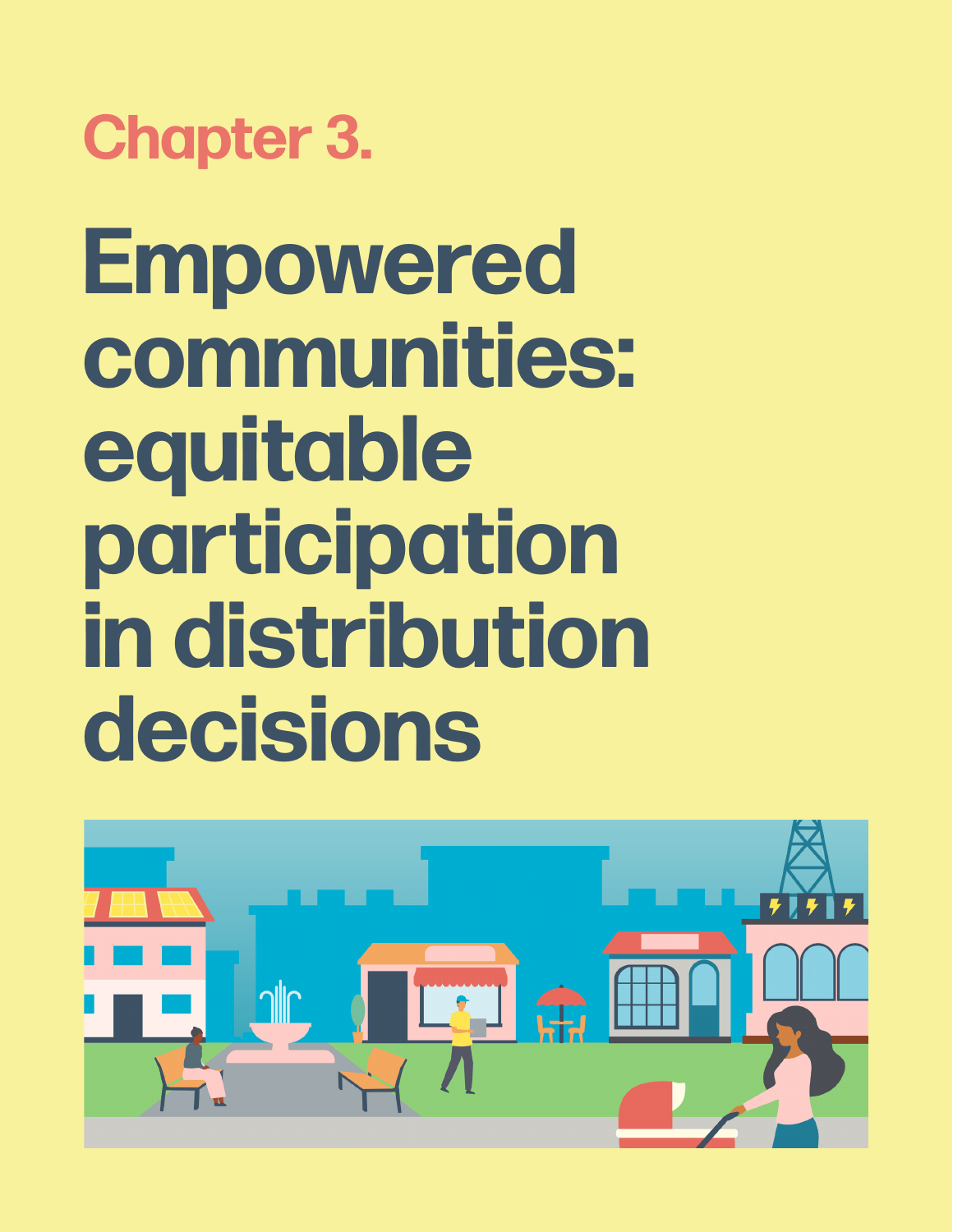Chapter 3.

# Empowered communities: equitable participation in distribution decisions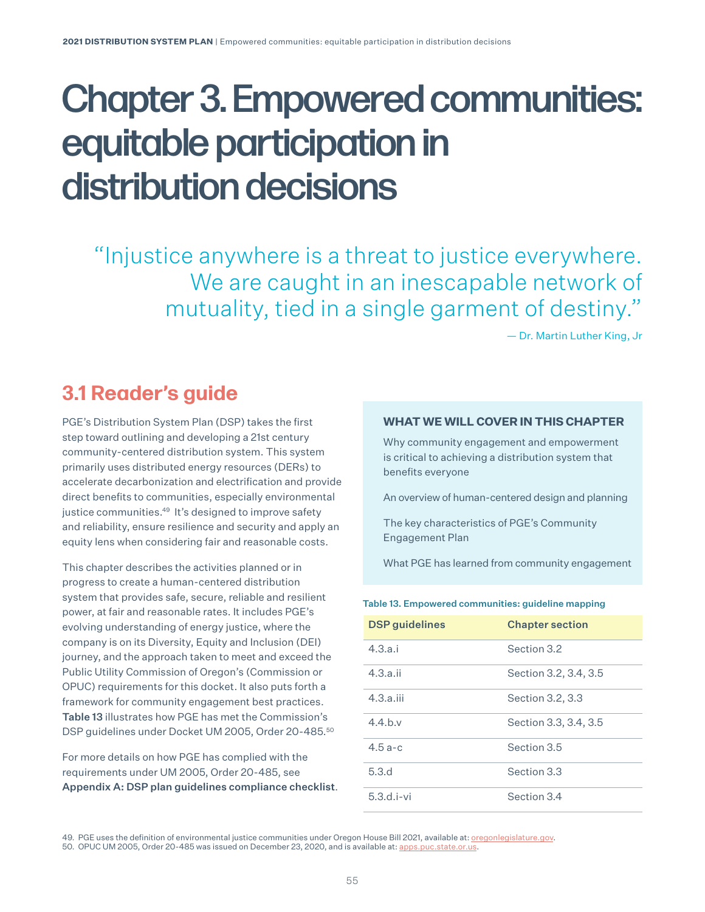# Chapter 3. Empowered communities: equitable participation in distribution decisions

> "Injustice anywhere is a threat to justice everywhere. We are caught in an inescapable network of mutuality, tied in a single garment of destiny."
>
> — Dr. Martin Luther King, Jr

## 3.1 Reader's guide

PGE's Distribution System Plan (DSP) takes the first step toward outlining and developing a 21st century community-centered distribution system. This system primarily uses distributed energy resources (DERs) to accelerate decarbonization and electrification and provide direct benefits to communities, especially environmental justice communities.[49] It's designed to improve safety and reliability, ensure resilience and security and apply an equity lens when considering fair and reasonable costs.

This chapter describes the activities planned or in progress to create a human-centered distribution system that provides safe, secure, reliable and resilient power, at fair and reasonable rates. It includes PGE's evolving understanding of energy justice, where the company is on its Diversity, Equity and Inclusion (DEI) journey, and the approach taken to meet and exceed the Public Utility Commission of Oregon's (Commission or OPUC) requirements for this docket. It also puts forth a framework for community engagement best practices. **Table 13** illustrates how PGE has met the Commission's DSP guidelines under Docket UM 2005, Order 20-485.[50]

For more details on how PGE has complied with the requirements under UM 2005, Order 20-485, see **Appendix A: DSP plan guidelines compliance checklist**.

**WHAT WE WILL COVER IN THIS CHAPTER**

Why community engagement and empowerment is critical to achieving a distribution system that benefits everyone

An overview of human-centered design and planning

The key characteristics of PGE's Community Engagement Plan

What PGE has learned from community engagement

**Table 13. Empowered communities: guideline mapping**

| DSP guidelines | Chapter section |
|---|---|
| 4.3.a.i | Section 3.2 |
| 4.3.a.ii | Section 3.2, 3.4, 3.5 |
| 4.3.a.iii | Section 3.2, 3.3 |
| 4.4.b.v | Section 3.3, 3.4, 3.5 |
| 4.5 a-c | Section 3.5 |
| 5.3.d | Section 3.3 |
| 5.3.d.i-vi | Section 3.4 |

49. PGE uses the definition of environmental justice communities under Oregon House Bill 2021, available at: oregonlegislature.gov.

50. OPUC UM 2005, Order 20-485 was issued on December 23, 2020, and is available at: apps.puc.state.or.us.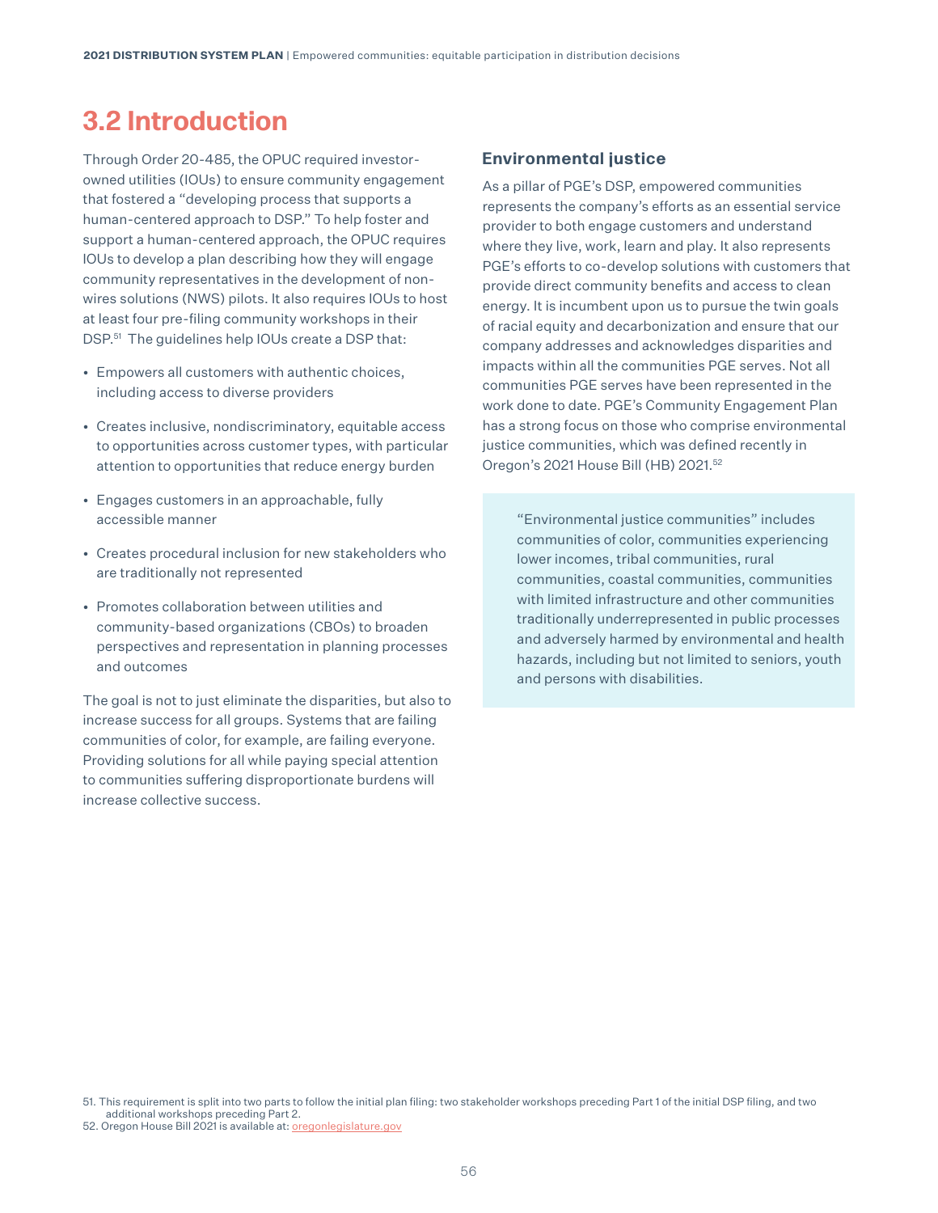## 3.2 Introduction

Through Order 20-485, the OPUC required investor-owned utilities (IOUs) to ensure community engagement that fostered a "developing process that supports a human-centered approach to DSP." To help foster and support a human-centered approach, the OPUC requires IOUs to develop a plan describing how they will engage community representatives in the development of non-wires solutions (NWS) pilots. It also requires IOUs to host at least four pre-filing community workshops in their DSP.[51] The guidelines help IOUs create a DSP that:

- Empowers all customers with authentic choices, including access to diverse providers
- Creates inclusive, nondiscriminatory, equitable access to opportunities across customer types, with particular attention to opportunities that reduce energy burden
- Engages customers in an approachable, fully accessible manner
- Creates procedural inclusion for new stakeholders who are traditionally not represented
- Promotes collaboration between utilities and community-based organizations (CBOs) to broaden perspectives and representation in planning processes and outcomes

The goal is not to just eliminate the disparities, but also to increase success for all groups. Systems that are failing communities of color, for example, are failing everyone. Providing solutions for all while paying special attention to communities suffering disproportionate burdens will increase collective success.

### Environmental justice

As a pillar of PGE's DSP, empowered communities represents the company's efforts as an essential service provider to both engage customers and understand where they live, work, learn and play. It also represents PGE's efforts to co-develop solutions with customers that provide direct community benefits and access to clean energy. It is incumbent upon us to pursue the twin goals of racial equity and decarbonization and ensure that our company addresses and acknowledges disparities and impacts within all the communities PGE serves. Not all communities PGE serves have been represented in the work done to date. PGE's Community Engagement Plan has a strong focus on those who comprise environmental justice communities, which was defined recently in Oregon's 2021 House Bill (HB) 2021.[52]

> "Environmental justice communities" includes communities of color, communities experiencing lower incomes, tribal communities, rural communities, coastal communities, communities with limited infrastructure and other communities traditionally underrepresented in public processes and adversely harmed by environmental and health hazards, including but not limited to seniors, youth and persons with disabilities.

51. This requirement is split into two parts to follow the initial plan filing: two stakeholder workshops preceding Part 1 of the initial DSP filing, and two additional workshops preceding Part 2.
52. Oregon House Bill 2021 is available at: oregonlegislature.gov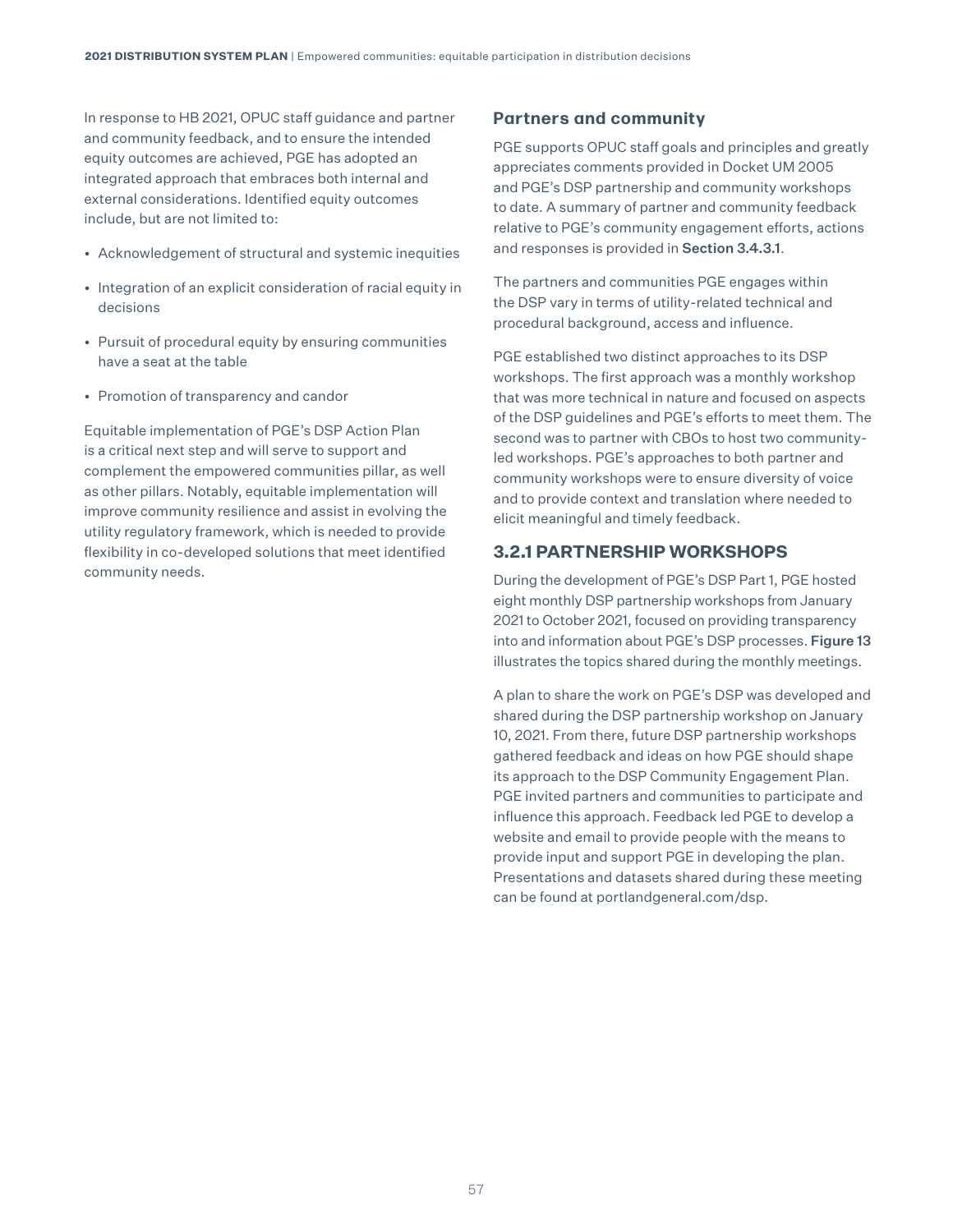In response to HB 2021, OPUC staff guidance and partner and community feedback, and to ensure the intended equity outcomes are achieved, PGE has adopted an integrated approach that embraces both internal and external considerations. Identified equity outcomes include, but are not limited to:

- Acknowledgement of structural and systemic inequities
- Integration of an explicit consideration of racial equity in decisions
- Pursuit of procedural equity by ensuring communities have a seat at the table
- Promotion of transparency and candor

Equitable implementation of PGE's DSP Action Plan is a critical next step and will serve to support and complement the empowered communities pillar, as well as other pillars. Notably, equitable implementation will improve community resilience and assist in evolving the utility regulatory framework, which is needed to provide flexibility in co-developed solutions that meet identified community needs.

### Partners and community

PGE supports OPUC staff goals and principles and greatly appreciates comments provided in Docket UM 2005 and PGE's DSP partnership and community workshops to date. A summary of partner and community feedback relative to PGE's community engagement efforts, actions and responses is provided in **Section 3.4.3.1**.

The partners and communities PGE engages within the DSP vary in terms of utility-related technical and procedural background, access and influence.

PGE established two distinct approaches to its DSP workshops. The first approach was a monthly workshop that was more technical in nature and focused on aspects of the DSP guidelines and PGE's efforts to meet them. The second was to partner with CBOs to host two community-led workshops. PGE's approaches to both partner and community workshops were to ensure diversity of voice and to provide context and translation where needed to elicit meaningful and timely feedback.

## 3.2.1 PARTNERSHIP WORKSHOPS

During the development of PGE's DSP Part 1, PGE hosted eight monthly DSP partnership workshops from January 2021 to October 2021, focused on providing transparency into and information about PGE's DSP processes. **Figure 13** illustrates the topics shared during the monthly meetings.

A plan to share the work on PGE's DSP was developed and shared during the DSP partnership workshop on January 10, 2021. From there, future DSP partnership workshops gathered feedback and ideas on how PGE should shape its approach to the DSP Community Engagement Plan. PGE invited partners and communities to participate and influence this approach. Feedback led PGE to develop a website and email to provide people with the means to provide input and support PGE in developing the plan. Presentations and datasets shared during these meeting can be found at portlandgeneral.com/dsp.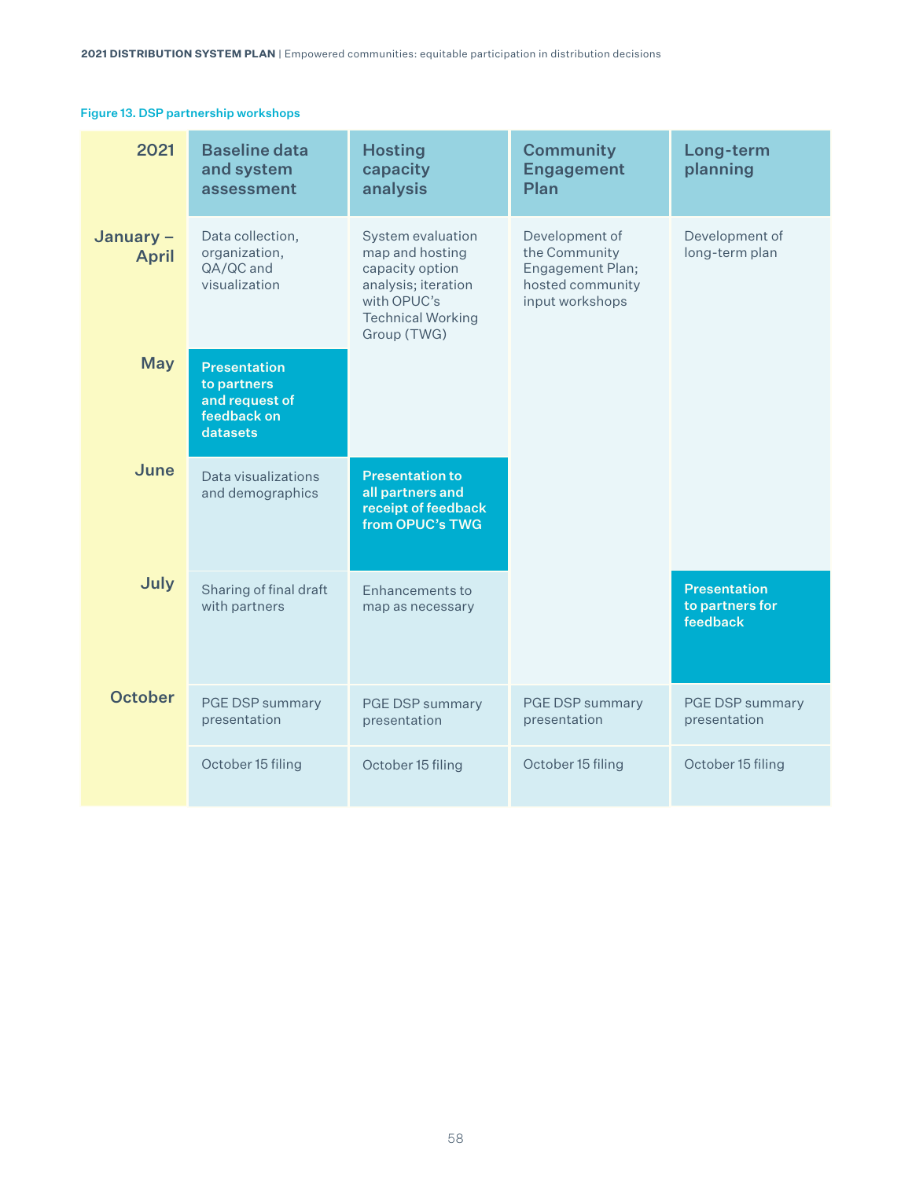**Figure 13. DSP partnership workshops**

| 2021 | Baseline data and system assessment | Hosting capacity analysis | Community Engagement Plan | Long-term planning |
|---|---|---|---|---|
| January – April | Data collection, organization, QA/QC and visualization | System evaluation map and hosting capacity option analysis; iteration with OPUC's Technical Working Group (TWG) | Development of the Community Engagement Plan; hosted community input workshops | Development of long-term plan |
| May | **Presentation to partners and request of feedback on datasets** | | | |
| June | Data visualizations and demographics | **Presentation to all partners and receipt of feedback from OPUC's TWG** | | |
| July | Sharing of final draft with partners | Enhancements to map as necessary | | **Presentation to partners for feedback** |
| October | PGE DSP summary presentation | PGE DSP summary presentation | PGE DSP summary presentation | PGE DSP summary presentation |
| | October 15 filing | October 15 filing | October 15 filing | October 15 filing |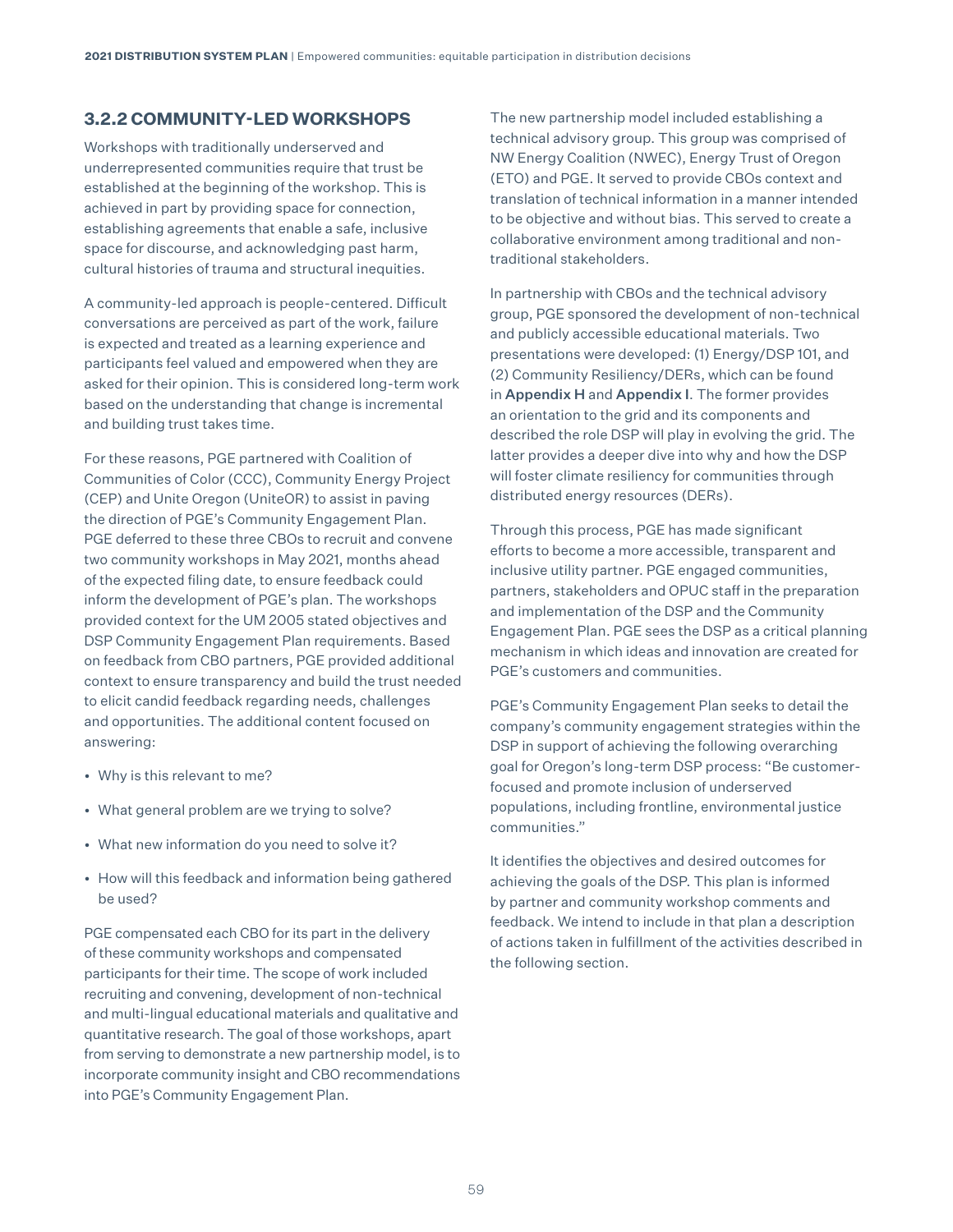### 3.2.2 COMMUNITY-LED WORKSHOPS

Workshops with traditionally underserved and underrepresented communities require that trust be established at the beginning of the workshop. This is achieved in part by providing space for connection, establishing agreements that enable a safe, inclusive space for discourse, and acknowledging past harm, cultural histories of trauma and structural inequities.

A community-led approach is people-centered. Difficult conversations are perceived as part of the work, failure is expected and treated as a learning experience and participants feel valued and empowered when they are asked for their opinion. This is considered long-term work based on the understanding that change is incremental and building trust takes time.

For these reasons, PGE partnered with Coalition of Communities of Color (CCC), Community Energy Project (CEP) and Unite Oregon (UniteOR) to assist in paving the direction of PGE's Community Engagement Plan. PGE deferred to these three CBOs to recruit and convene two community workshops in May 2021, months ahead of the expected filing date, to ensure feedback could inform the development of PGE's plan. The workshops provided context for the UM 2005 stated objectives and DSP Community Engagement Plan requirements. Based on feedback from CBO partners, PGE provided additional context to ensure transparency and build the trust needed to elicit candid feedback regarding needs, challenges and opportunities. The additional content focused on answering:

- Why is this relevant to me?
- What general problem are we trying to solve?
- What new information do you need to solve it?
- How will this feedback and information being gathered be used?

PGE compensated each CBO for its part in the delivery of these community workshops and compensated participants for their time. The scope of work included recruiting and convening, development of non-technical and multi-lingual educational materials and qualitative and quantitative research. The goal of those workshops, apart from serving to demonstrate a new partnership model, is to incorporate community insight and CBO recommendations into PGE's Community Engagement Plan.

The new partnership model included establishing a technical advisory group. This group was comprised of NW Energy Coalition (NWEC), Energy Trust of Oregon (ETO) and PGE. It served to provide CBOs context and translation of technical information in a manner intended to be objective and without bias. This served to create a collaborative environment among traditional and non-traditional stakeholders.

In partnership with CBOs and the technical advisory group, PGE sponsored the development of non-technical and publicly accessible educational materials. Two presentations were developed: (1) Energy/DSP 101, and (2) Community Resiliency/DERs, which can be found in **Appendix H** and **Appendix I**. The former provides an orientation to the grid and its components and described the role DSP will play in evolving the grid. The latter provides a deeper dive into why and how the DSP will foster climate resiliency for communities through distributed energy resources (DERs).

Through this process, PGE has made significant efforts to become a more accessible, transparent and inclusive utility partner. PGE engaged communities, partners, stakeholders and OPUC staff in the preparation and implementation of the DSP and the Community Engagement Plan. PGE sees the DSP as a critical planning mechanism in which ideas and innovation are created for PGE's customers and communities.

PGE's Community Engagement Plan seeks to detail the company's community engagement strategies within the DSP in support of achieving the following overarching goal for Oregon's long-term DSP process: "Be customer-focused and promote inclusion of underserved populations, including frontline, environmental justice communities."

It identifies the objectives and desired outcomes for achieving the goals of the DSP. This plan is informed by partner and community workshop comments and feedback. We intend to include in that plan a description of actions taken in fulfillment of the activities described in the following section.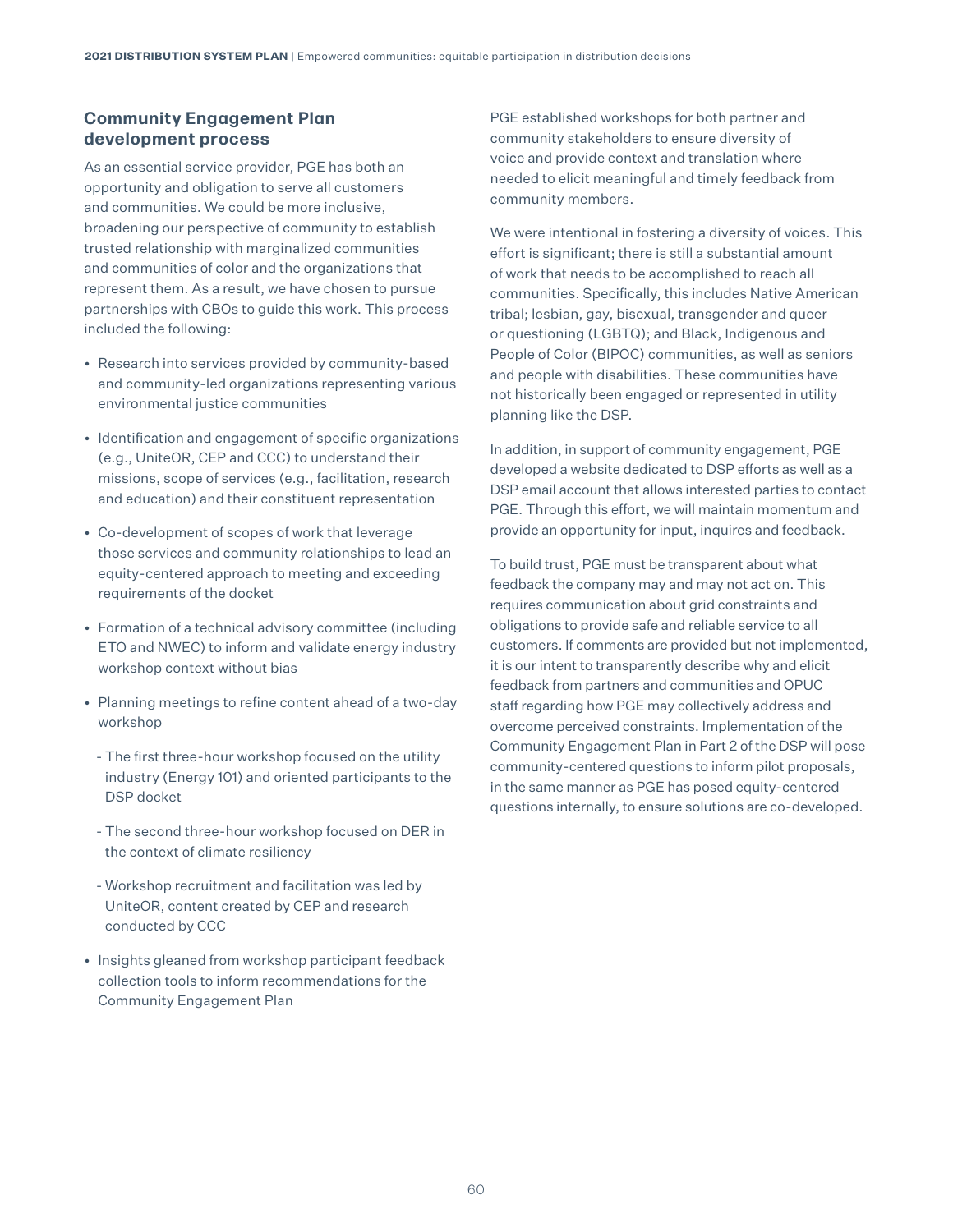## Community Engagement Plan development process

As an essential service provider, PGE has both an opportunity and obligation to serve all customers and communities. We could be more inclusive, broadening our perspective of community to establish trusted relationship with marginalized communities and communities of color and the organizations that represent them. As a result, we have chosen to pursue partnerships with CBOs to guide this work. This process included the following:

- Research into services provided by community-based and community-led organizations representing various environmental justice communities
- Identification and engagement of specific organizations (e.g., UniteOR, CEP and CCC) to understand their missions, scope of services (e.g., facilitation, research and education) and their constituent representation
- Co-development of scopes of work that leverage those services and community relationships to lead an equity-centered approach to meeting and exceeding requirements of the docket
- Formation of a technical advisory committee (including ETO and NWEC) to inform and validate energy industry workshop context without bias
- Planning meetings to refine content ahead of a two-day workshop
  - The first three-hour workshop focused on the utility industry (Energy 101) and oriented participants to the DSP docket
  - The second three-hour workshop focused on DER in the context of climate resiliency
  - Workshop recruitment and facilitation was led by UniteOR, content created by CEP and research conducted by CCC
- Insights gleaned from workshop participant feedback collection tools to inform recommendations for the Community Engagement Plan

PGE established workshops for both partner and community stakeholders to ensure diversity of voice and provide context and translation where needed to elicit meaningful and timely feedback from community members.

We were intentional in fostering a diversity of voices. This effort is significant; there is still a substantial amount of work that needs to be accomplished to reach all communities. Specifically, this includes Native American tribal; lesbian, gay, bisexual, transgender and queer or questioning (LGBTQ); and Black, Indigenous and People of Color (BIPOC) communities, as well as seniors and people with disabilities. These communities have not historically been engaged or represented in utility planning like the DSP.

In addition, in support of community engagement, PGE developed a website dedicated to DSP efforts as well as a DSP email account that allows interested parties to contact PGE. Through this effort, we will maintain momentum and provide an opportunity for input, inquires and feedback.

To build trust, PGE must be transparent about what feedback the company may and may not act on. This requires communication about grid constraints and obligations to provide safe and reliable service to all customers. If comments are provided but not implemented, it is our intent to transparently describe why and elicit feedback from partners and communities and OPUC staff regarding how PGE may collectively address and overcome perceived constraints. Implementation of the Community Engagement Plan in Part 2 of the DSP will pose community-centered questions to inform pilot proposals, in the same manner as PGE has posed equity-centered questions internally, to ensure solutions are co-developed.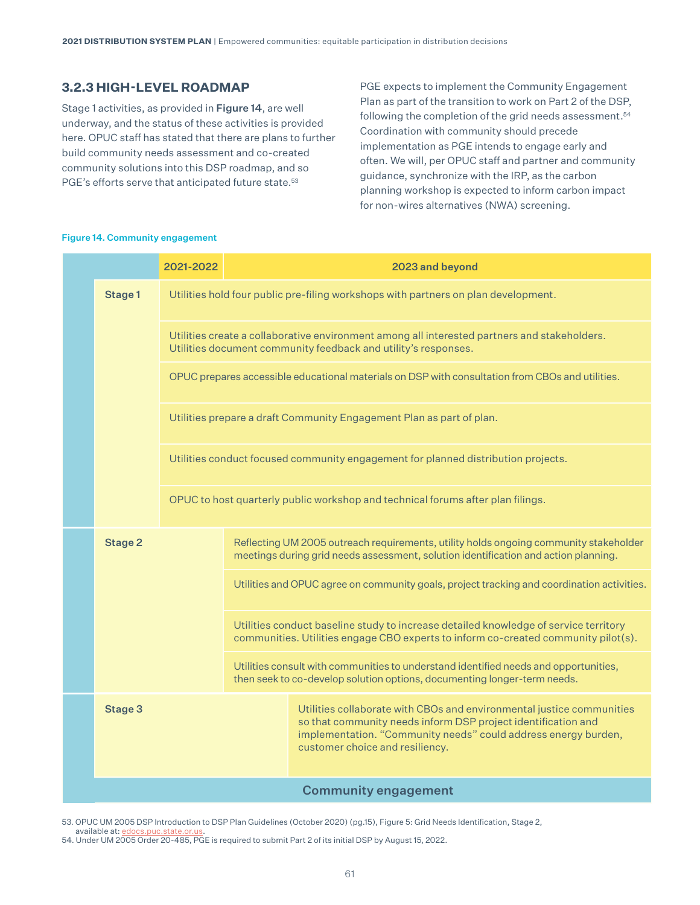### 3.2.3 HIGH-LEVEL ROADMAP

Stage 1 activities, as provided in **Figure 14**, are well underway, and the status of these activities is provided here. OPUC staff has stated that there are plans to further build community needs assessment and co-created community solutions into this DSP roadmap, and so PGE's efforts serve that anticipated future state.[53]

PGE expects to implement the Community Engagement Plan as part of the transition to work on Part 2 of the DSP, following the completion of the grid needs assessment.[54] Coordination with community should precede implementation as PGE intends to engage early and often. We will, per OPUC staff and partner and community guidance, synchronize with the IRP, as the carbon planning workshop is expected to inform carbon impact for non-wires alternatives (NWA) screening.

Figure 14. Community engagement

| | 2021-2022 | 2023 and beyond |
|---|---|---|
| Stage 1 | Utilities hold four public pre-filing workshops with partners on plan development. | |
| | Utilities create a collaborative environment among all interested partners and stakeholders. Utilities document community feedback and utility's responses. | |
| | OPUC prepares accessible educational materials on DSP with consultation from CBOs and utilities. | |
| | Utilities prepare a draft Community Engagement Plan as part of plan. | |
| | Utilities conduct focused community engagement for planned distribution projects. | |
| | OPUC to host quarterly public workshop and technical forums after plan filings. | |
| Stage 2 | | Reflecting UM 2005 outreach requirements, utility holds ongoing community stakeholder meetings during grid needs assessment, solution identification and action planning. |
| | | Utilities and OPUC agree on community goals, project tracking and coordination activities. |
| | | Utilities conduct baseline study to increase detailed knowledge of service territory communities. Utilities engage CBO experts to inform co-created community pilot(s). |
| | | Utilities consult with communities to understand identified needs and opportunities, then seek to co-develop solution options, documenting longer-term needs. |
| Stage 3 | | Utilities collaborate with CBOs and environmental justice communities so that community needs inform DSP project identification and implementation. "Community needs" could address energy burden, customer choice and resiliency. |
| Community engagement | | |

53. OPUC UM 2005 DSP Introduction to DSP Plan Guidelines (October 2020) (pg.15), Figure 5: Grid Needs Identification, Stage 2, available at: edocs.puc.state.or.us.
54. Under UM 2005 Order 20-485, PGE is required to submit Part 2 of its initial DSP by August 15, 2022.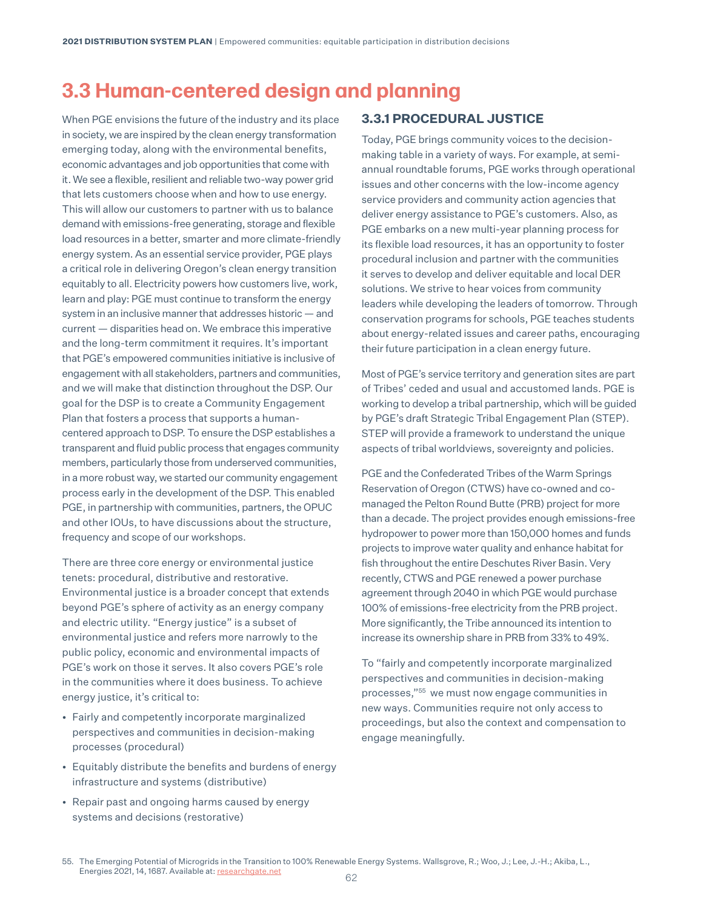## 3.3 Human-centered design and planning

When PGE envisions the future of the industry and its place in society, we are inspired by the clean energy transformation emerging today, along with the environmental benefits, economic advantages and job opportunities that come with it. We see a flexible, resilient and reliable two-way power grid that lets customers choose when and how to use energy. This will allow our customers to partner with us to balance demand with emissions-free generating, storage and flexible load resources in a better, smarter and more climate-friendly energy system. As an essential service provider, PGE plays a critical role in delivering Oregon's clean energy transition equitably to all. Electricity powers how customers live, work, learn and play: PGE must continue to transform the energy system in an inclusive manner that addresses historic — and current — disparities head on. We embrace this imperative and the long-term commitment it requires. It's important that PGE's empowered communities initiative is inclusive of engagement with all stakeholders, partners and communities, and we will make that distinction throughout the DSP. Our goal for the DSP is to create a Community Engagement Plan that fosters a process that supports a human-centered approach to DSP. To ensure the DSP establishes a transparent and fluid public process that engages community members, particularly those from underserved communities, in a more robust way, we started our community engagement process early in the development of the DSP. This enabled PGE, in partnership with communities, partners, the OPUC and other IOUs, to have discussions about the structure, frequency and scope of our workshops.

There are three core energy or environmental justice tenets: procedural, distributive and restorative. Environmental justice is a broader concept that extends beyond PGE's sphere of activity as an energy company and electric utility. "Energy justice" is a subset of environmental justice and refers more narrowly to the public policy, economic and environmental impacts of PGE's work on those it serves. It also covers PGE's role in the communities where it does business. To achieve energy justice, it's critical to:

- Fairly and competently incorporate marginalized perspectives and communities in decision-making processes (procedural)
- Equitably distribute the benefits and burdens of energy infrastructure and systems (distributive)
- Repair past and ongoing harms caused by energy systems and decisions (restorative)

### 3.3.1 PROCEDURAL JUSTICE

Today, PGE brings community voices to the decision-making table in a variety of ways. For example, at semi-annual roundtable forums, PGE works through operational issues and other concerns with the low-income agency service providers and community action agencies that deliver energy assistance to PGE's customers. Also, as PGE embarks on a new multi-year planning process for its flexible load resources, it has an opportunity to foster procedural inclusion and partner with the communities it serves to develop and deliver equitable and local DER solutions. We strive to hear voices from community leaders while developing the leaders of tomorrow. Through conservation programs for schools, PGE teaches students about energy-related issues and career paths, encouraging their future participation in a clean energy future.

Most of PGE's service territory and generation sites are part of Tribes' ceded and usual and accustomed lands. PGE is working to develop a tribal partnership, which will be guided by PGE's draft Strategic Tribal Engagement Plan (STEP). STEP will provide a framework to understand the unique aspects of tribal worldviews, sovereignty and policies.

PGE and the Confederated Tribes of the Warm Springs Reservation of Oregon (CTWS) have co-owned and co-managed the Pelton Round Butte (PRB) project for more than a decade. The project provides enough emissions-free hydropower to power more than 150,000 homes and funds projects to improve water quality and enhance habitat for fish throughout the entire Deschutes River Basin. Very recently, CTWS and PGE renewed a power purchase agreement through 2040 in which PGE would purchase 100% of emissions-free electricity from the PRB project. More significantly, the Tribe announced its intention to increase its ownership share in PRB from 33% to 49%.

To "fairly and competently incorporate marginalized perspectives and communities in decision-making processes,"[55] we must now engage communities in new ways. Communities require not only access to proceedings, but also the context and compensation to engage meaningfully.

55. The Emerging Potential of Microgrids in the Transition to 100% Renewable Energy Systems. Wallsgrove, R.; Woo, J.; Lee, J.-H.; Akiba, L., Energies 2021, 14, 1687. Available at: researchgate.net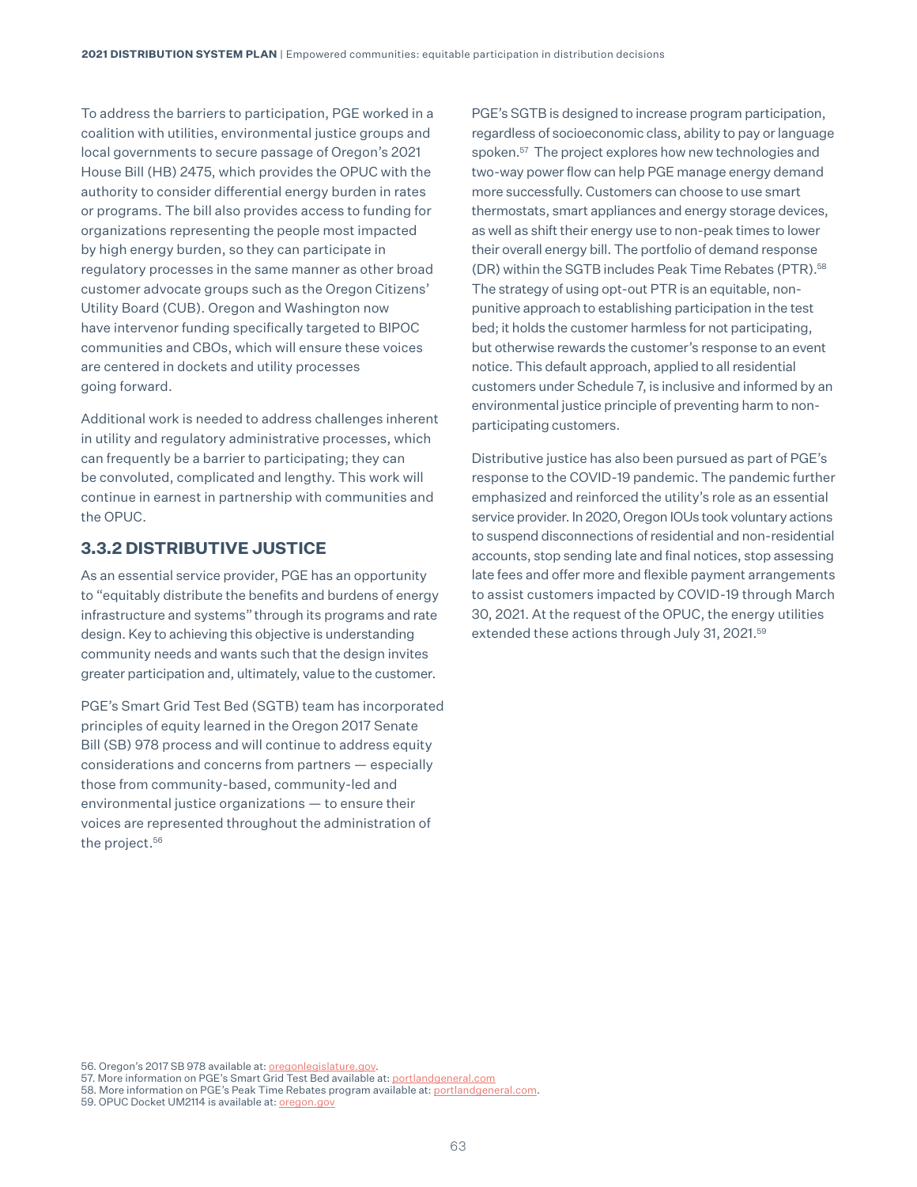To address the barriers to participation, PGE worked in a coalition with utilities, environmental justice groups and local governments to secure passage of Oregon's 2021 House Bill (HB) 2475, which provides the OPUC with the authority to consider differential energy burden in rates or programs. The bill also provides access to funding for organizations representing the people most impacted by high energy burden, so they can participate in regulatory processes in the same manner as other broad customer advocate groups such as the Oregon Citizens' Utility Board (CUB). Oregon and Washington now have intervenor funding specifically targeted to BIPOC communities and CBOs, which will ensure these voices are centered in dockets and utility processes going forward.

Additional work is needed to address challenges inherent in utility and regulatory administrative processes, which can frequently be a barrier to participating; they can be convoluted, complicated and lengthy. This work will continue in earnest in partnership with communities and the OPUC.

### 3.3.2 DISTRIBUTIVE JUSTICE

As an essential service provider, PGE has an opportunity to "equitably distribute the benefits and burdens of energy infrastructure and systems" through its programs and rate design. Key to achieving this objective is understanding community needs and wants such that the design invites greater participation and, ultimately, value to the customer.

PGE's Smart Grid Test Bed (SGTB) team has incorporated principles of equity learned in the Oregon 2017 Senate Bill (SB) 978 process and will continue to address equity considerations and concerns from partners — especially those from community-based, community-led and environmental justice organizations — to ensure their voices are represented throughout the administration of the project.[56]

PGE's SGTB is designed to increase program participation, regardless of socioeconomic class, ability to pay or language spoken.[57] The project explores how new technologies and two-way power flow can help PGE manage energy demand more successfully. Customers can choose to use smart thermostats, smart appliances and energy storage devices, as well as shift their energy use to non-peak times to lower their overall energy bill. The portfolio of demand response (DR) within the SGTB includes Peak Time Rebates (PTR).[58] The strategy of using opt-out PTR is an equitable, non-punitive approach to establishing participation in the test bed; it holds the customer harmless for not participating, but otherwise rewards the customer's response to an event notice. This default approach, applied to all residential customers under Schedule 7, is inclusive and informed by an environmental justice principle of preventing harm to non-participating customers.

Distributive justice has also been pursued as part of PGE's response to the COVID-19 pandemic. The pandemic further emphasized and reinforced the utility's role as an essential service provider. In 2020, Oregon IOUs took voluntary actions to suspend disconnections of residential and non-residential accounts, stop sending late and final notices, stop assessing late fees and offer more and flexible payment arrangements to assist customers impacted by COVID-19 through March 30, 2021. At the request of the OPUC, the energy utilities extended these actions through July 31, 2021.[59]

56. Oregon's 2017 SB 978 available at: oregonlegislature.gov.
57. More information on PGE's Smart Grid Test Bed available at: portlandgeneral.com
58. More information on PGE's Peak Time Rebates program available at: portlandgeneral.com.
59. OPUC Docket UM2114 is available at: oregon.gov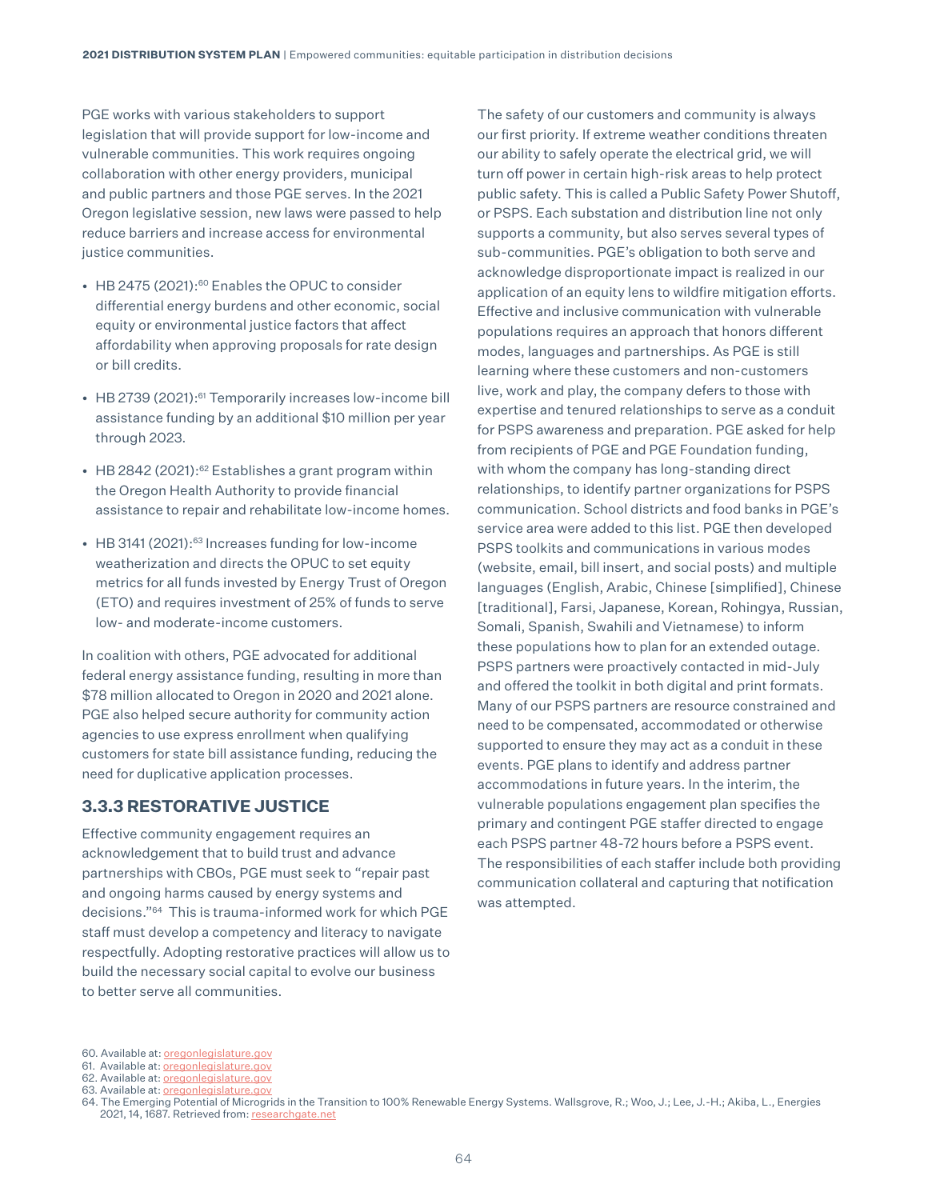PGE works with various stakeholders to support legislation that will provide support for low-income and vulnerable communities. This work requires ongoing collaboration with other energy providers, municipal and public partners and those PGE serves. In the 2021 Oregon legislative session, new laws were passed to help reduce barriers and increase access for environmental justice communities.

- HB 2475 (2021):[60] Enables the OPUC to consider differential energy burdens and other economic, social equity or environmental justice factors that affect affordability when approving proposals for rate design or bill credits.
- HB 2739 (2021):[61] Temporarily increases low-income bill assistance funding by an additional $10 million per year through 2023.
- HB 2842 (2021):[62] Establishes a grant program within the Oregon Health Authority to provide financial assistance to repair and rehabilitate low-income homes.
- HB 3141 (2021):[63] Increases funding for low-income weatherization and directs the OPUC to set equity metrics for all funds invested by Energy Trust of Oregon (ETO) and requires investment of 25% of funds to serve low- and moderate-income customers.

In coalition with others, PGE advocated for additional federal energy assistance funding, resulting in more than $78 million allocated to Oregon in 2020 and 2021 alone. PGE also helped secure authority for community action agencies to use express enrollment when qualifying customers for state bill assistance funding, reducing the need for duplicative application processes.

### 3.3.3 RESTORATIVE JUSTICE

Effective community engagement requires an acknowledgement that to build trust and advance partnerships with CBOs, PGE must seek to "repair past and ongoing harms caused by energy systems and decisions."[64] This is trauma-informed work for which PGE staff must develop a competency and literacy to navigate respectfully. Adopting restorative practices will allow us to build the necessary social capital to evolve our business to better serve all communities.

The safety of our customers and community is always our first priority. If extreme weather conditions threaten our ability to safely operate the electrical grid, we will turn off power in certain high-risk areas to help protect public safety. This is called a Public Safety Power Shutoff, or PSPS. Each substation and distribution line not only supports a community, but also serves several types of sub-communities. PGE's obligation to both serve and acknowledge disproportionate impact is realized in our application of an equity lens to wildfire mitigation efforts. Effective and inclusive communication with vulnerable populations requires an approach that honors different modes, languages and partnerships. As PGE is still learning where these customers and non-customers live, work and play, the company defers to those with expertise and tenured relationships to serve as a conduit for PSPS awareness and preparation. PGE asked for help from recipients of PGE and PGE Foundation funding, with whom the company has long-standing direct relationships, to identify partner organizations for PSPS communication. School districts and food banks in PGE's service area were added to this list. PGE then developed PSPS toolkits and communications in various modes (website, email, bill insert, and social posts) and multiple languages (English, Arabic, Chinese [simplified], Chinese [traditional], Farsi, Japanese, Korean, Rohingya, Russian, Somali, Spanish, Swahili and Vietnamese) to inform these populations how to plan for an extended outage. PSPS partners were proactively contacted in mid-July and offered the toolkit in both digital and print formats. Many of our PSPS partners are resource constrained and need to be compensated, accommodated or otherwise supported to ensure they may act as a conduit in these events. PGE plans to identify and address partner accommodations in future years. In the interim, the vulnerable populations engagement plan specifies the primary and contingent PGE staffer directed to engage each PSPS partner 48-72 hours before a PSPS event. The responsibilities of each staffer include both providing communication collateral and capturing that notification was attempted.

60. Available at: oregonlegislature.gov
61. Available at: oregonlegislature.gov
62. Available at: oregonlegislature.gov
63. Available at: oregonlegislature.gov
64. The Emerging Potential of Microgrids in the Transition to 100% Renewable Energy Systems. Wallsgrove, R.; Woo, J.; Lee, J.-H.; Akiba, L., Energies 2021, 14, 1687. Retrieved from: researchgate.net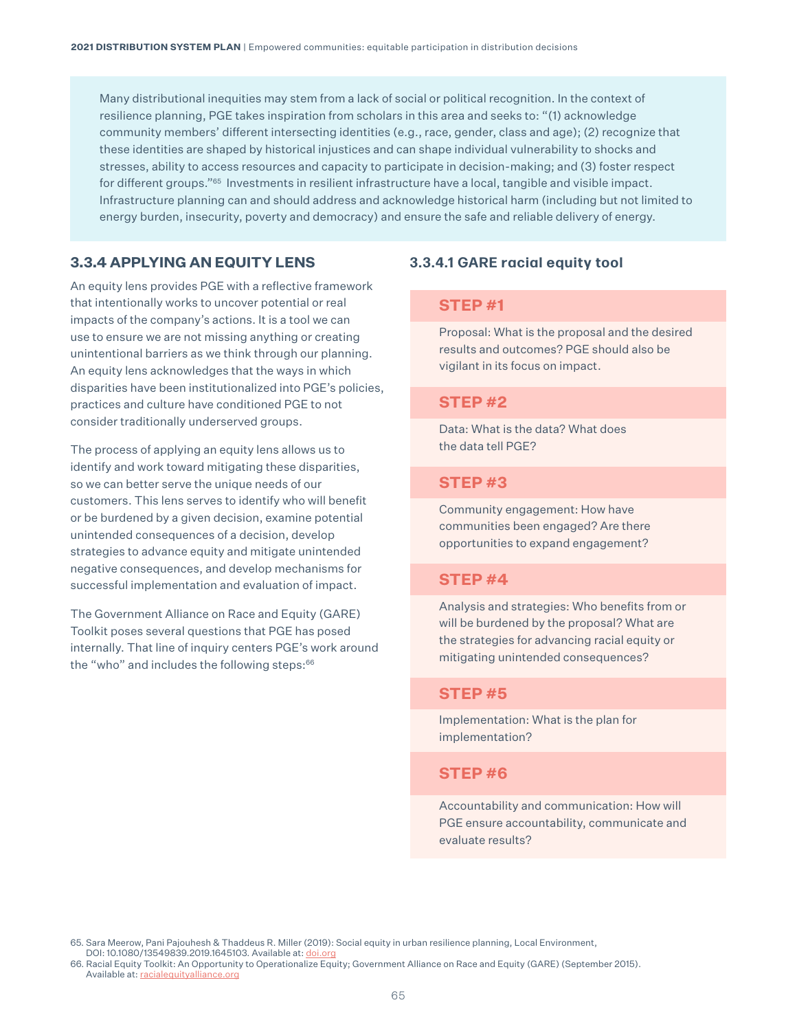Many distributional inequities may stem from a lack of social or political recognition. In the context of resilience planning, PGE takes inspiration from scholars in this area and seeks to: "(1) acknowledge community members' different intersecting identities (e.g., race, gender, class and age); (2) recognize that these identities are shaped by historical injustices and can shape individual vulnerability to shocks and stresses, ability to access resources and capacity to participate in decision-making; and (3) foster respect for different groups."[65] Investments in resilient infrastructure have a local, tangible and visible impact. Infrastructure planning can and should address and acknowledge historical harm (including but not limited to energy burden, insecurity, poverty and democracy) and ensure the safe and reliable delivery of energy.

### 3.3.4 APPLYING AN EQUITY LENS

An equity lens provides PGE with a reflective framework that intentionally works to uncover potential or real impacts of the company's actions. It is a tool we can use to ensure we are not missing anything or creating unintentional barriers as we think through our planning. An equity lens acknowledges that the ways in which disparities have been institutionalized into PGE's policies, practices and culture have conditioned PGE to not consider traditionally underserved groups.

The process of applying an equity lens allows us to identify and work toward mitigating these disparities, so we can better serve the unique needs of our customers. This lens serves to identify who will benefit or be burdened by a given decision, examine potential unintended consequences of a decision, develop strategies to advance equity and mitigate unintended negative consequences, and develop mechanisms for successful implementation and evaluation of impact.

The Government Alliance on Race and Equity (GARE) Toolkit poses several questions that PGE has posed internally. That line of inquiry centers PGE's work around the "who" and includes the following steps:[66]

#### 3.3.4.1 GARE racial equity tool

**STEP #1**

Proposal: What is the proposal and the desired results and outcomes? PGE should also be vigilant in its focus on impact.

**STEP #2**

Data: What is the data? What does the data tell PGE?

**STEP #3**

Community engagement: How have communities been engaged? Are there opportunities to expand engagement?

**STEP #4**

Analysis and strategies: Who benefits from or will be burdened by the proposal? What are the strategies for advancing racial equity or mitigating unintended consequences?

**STEP #5**

Implementation: What is the plan for implementation?

**STEP #6**

Accountability and communication: How will PGE ensure accountability, communicate and evaluate results?

65. Sara Meerow, Pani Pajouhesh & Thaddeus R. Miller (2019): Social equity in urban resilience planning, Local Environment, DOI: 10.1080/13549839.2019.1645103. Available at: doi.org
66. Racial Equity Toolkit: An Opportunity to Operationalize Equity; Government Alliance on Race and Equity (GARE) (September 2015). Available at: racialequityalliance.org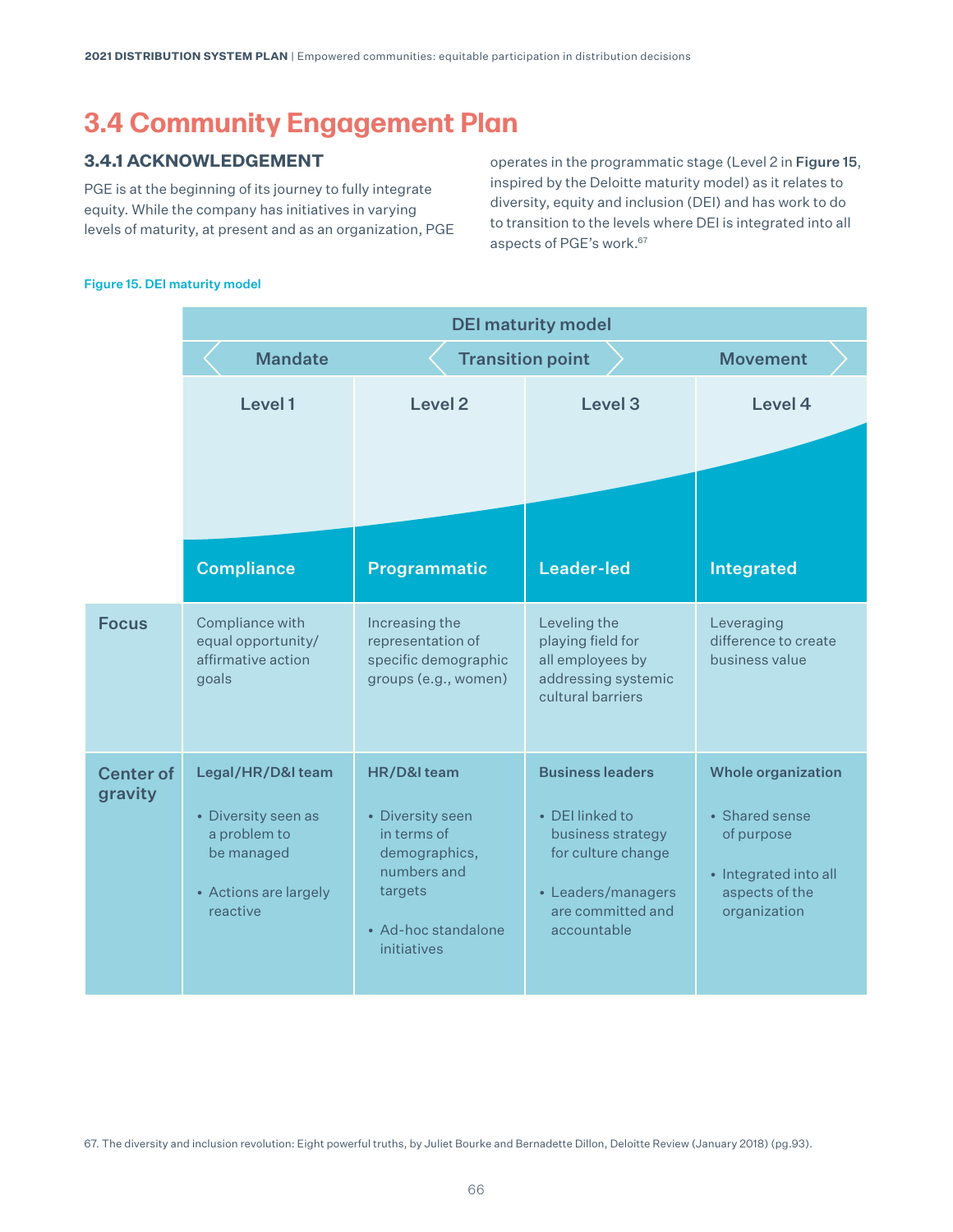## 3.4 Community Engagement Plan

### 3.4.1 ACKNOWLEDGEMENT

PGE is at the beginning of its journey to fully integrate equity. While the company has initiatives in varying levels of maturity, at present and as an organization, PGE operates in the programmatic stage (Level 2 in **Figure 15**, inspired by the Deloitte maturity model) as it relates to diversity, equity and inclusion (DEI) and has work to do to transition to the levels where DEI is integrated into all aspects of PGE's work.[67]

**Figure 15. DEI maturity model**

| | DEI maturity model | | | |
|---|---|---|---|---|
| | Mandate | Transition point | | Movement |
| | Level 1 | Level 2 | Level 3 | Level 4 |
| | **Compliance** | **Programmatic** | **Leader-led** | **Integrated** |
| **Focus** | Compliance with equal opportunity/ affirmative action goals | Increasing the representation of specific demographic groups (e.g., women) | Leveling the playing field for all employees by addressing systemic cultural barriers | Leveraging difference to create business value |
| **Center of gravity** | **Legal/HR/D&I team**<br>• Diversity seen as a problem to be managed<br>• Actions are largely reactive | **HR/D&I team**<br>• Diversity seen in terms of demographics, numbers and targets<br>• Ad-hoc standalone initiatives | **Business leaders**<br>• DEI linked to business strategy for culture change<br>• Leaders/managers are committed and accountable | **Whole organization**<br>• Shared sense of purpose<br>• Integrated into all aspects of the organization |

67. The diversity and inclusion revolution: Eight powerful truths, by Juliet Bourke and Bernadette Dillon, Deloitte Review (January 2018) (pg.93).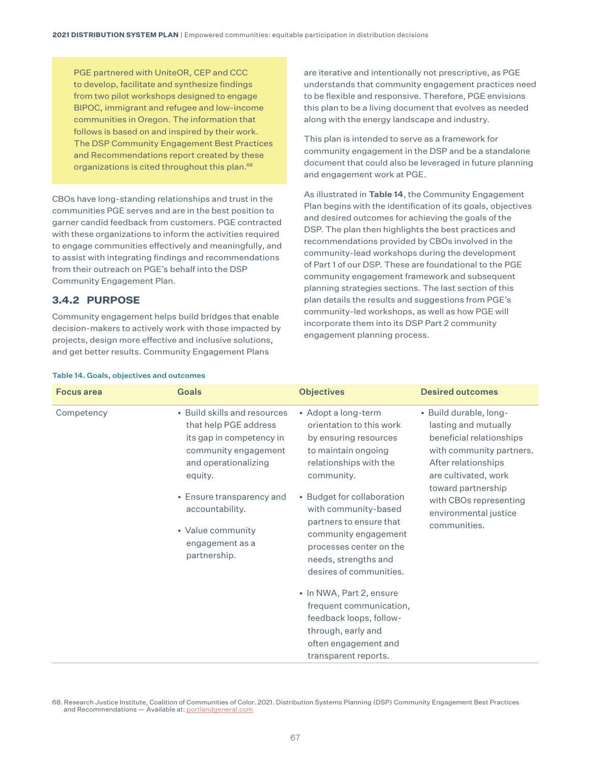PGE partnered with UniteOR, CEP and CCC to develop, facilitate and synthesize findings from two pilot workshops designed to engage BIPOC, immigrant and refugee and low-income communities in Oregon. The information that follows is based on and inspired by their work. The DSP Community Engagement Best Practices and Recommendations report created by these organizations is cited throughout this plan.[68]

CBOs have long-standing relationships and trust in the communities PGE serves and are in the best position to garner candid feedback from customers. PGE contracted with these organizations to inform the activities required to engage communities effectively and meaningfully, and to assist with integrating findings and recommendations from their outreach on PGE's behalf into the DSP Community Engagement Plan.

### 3.4.2 PURPOSE

Community engagement helps build bridges that enable decision-makers to actively work with those impacted by projects, design more effective and inclusive solutions, and get better results. Community Engagement Plans are iterative and intentionally not prescriptive, as PGE understands that community engagement practices need to be flexible and responsive. Therefore, PGE envisions this plan to be a living document that evolves as needed along with the energy landscape and industry.

This plan is intended to serve as a framework for community engagement in the DSP and be a standalone document that could also be leveraged in future planning and engagement work at PGE.

As illustrated in **Table 14**, the Community Engagement Plan begins with the identification of its goals, objectives and desired outcomes for achieving the goals of the DSP. The plan then highlights the best practices and recommendations provided by CBOs involved in the community-lead workshops during the development of Part 1 of our DSP. These are foundational to the PGE community engagement framework and subsequent planning strategies sections. The last section of this plan details the results and suggestions from PGE's community-led workshops, as well as how PGE will incorporate them into its DSP Part 2 community engagement planning process.

**Table 14. Goals, objectives and outcomes**

| Focus area | Goals | Objectives | Desired outcomes |
|---|---|---|---|
| Competency | • Build skills and resources that help PGE address its gap in competency in community engagement and operationalizing equity.<br>• Ensure transparency and accountability.<br>• Value community engagement as a partnership. | • Adopt a long-term orientation to this work by ensuring resources to maintain ongoing relationships with the community.<br>• Budget for collaboration with community-based partners to ensure that community engagement processes center on the needs, strengths and desires of communities.<br>• In NWA, Part 2, ensure frequent communication, feedback loops, follow-through, early and often engagement and transparent reports. | • Build durable, long-lasting and mutually beneficial relationships with community partners. After relationships are cultivated, work toward partnership with CBOs representing environmental justice communities. |

68. Research Justice Institute, Coalition of Communities of Color. 2021. Distribution Systems Planning (DSP) Community Engagement Best Practices and Recommendations — Available at: portlandgeneral.com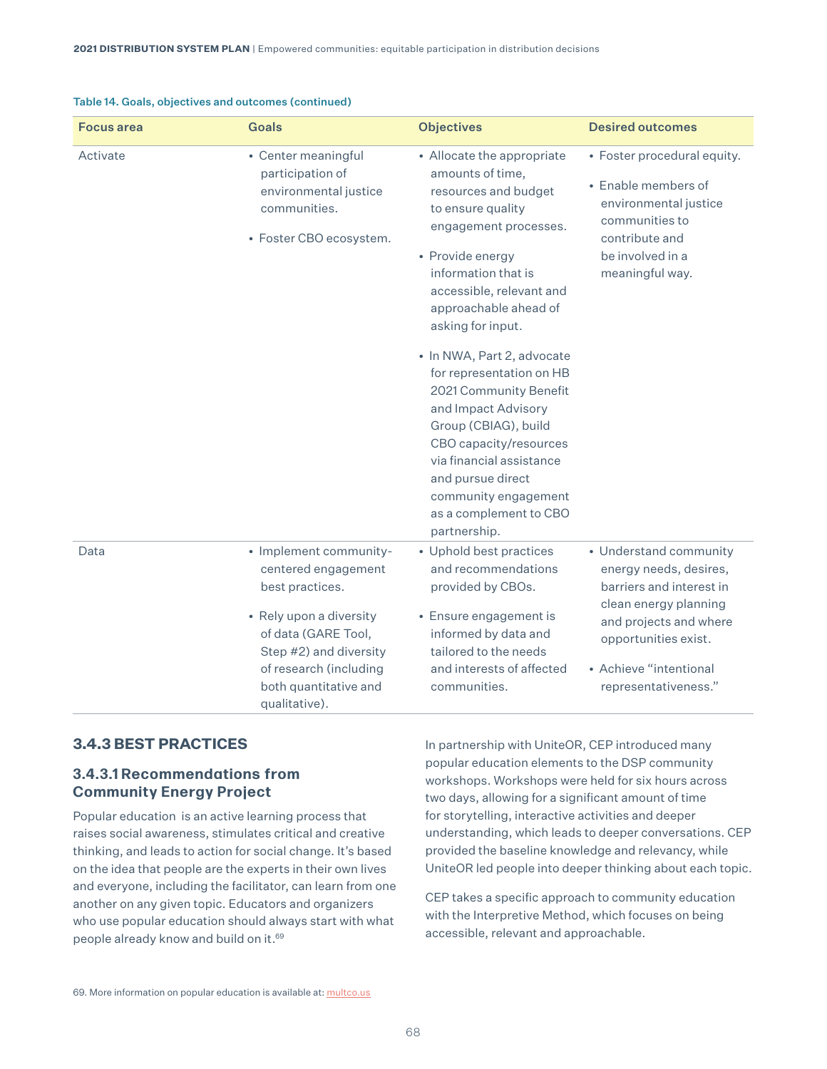Table 14. Goals, objectives and outcomes (continued)

| Focus area | Goals | Objectives | Desired outcomes |
|---|---|---|---|
| Activate | • Center meaningful participation of environmental justice communities.<br>• Foster CBO ecosystem. | • Allocate the appropriate amounts of time, resources and budget to ensure quality engagement processes.<br>• Provide energy information that is accessible, relevant and approachable ahead of asking for input.<br>• In NWA, Part 2, advocate for representation on HB 2021 Community Benefit and Impact Advisory Group (CBIAG), build CBO capacity/resources via financial assistance and pursue direct community engagement as a complement to CBO partnership. | • Foster procedural equity.<br>• Enable members of environmental justice communities to contribute and be involved in a meaningful way. |
| Data | • Implement community-centered engagement best practices.<br>• Rely upon a diversity of data (GARE Tool, Step #2) and diversity of research (including both quantitative and qualitative). | • Uphold best practices and recommendations provided by CBOs.<br>• Ensure engagement is informed by data and tailored to the needs and interests of affected communities. | • Understand community energy needs, desires, barriers and interest in clean energy planning and projects and where opportunities exist.<br>• Achieve "intentional representativeness." |

### 3.4.3 BEST PRACTICES

#### 3.4.3.1 Recommendations from Community Energy Project

Popular education is an active learning process that raises social awareness, stimulates critical and creative thinking, and leads to action for social change. It's based on the idea that people are the experts in their own lives and everyone, including the facilitator, can learn from one another on any given topic. Educators and organizers who use popular education should always start with what people already know and build on it.[69]

In partnership with UniteOR, CEP introduced many popular education elements to the DSP community workshops. Workshops were held for six hours across two days, allowing for a significant amount of time for storytelling, interactive activities and deeper understanding, which leads to deeper conversations. CEP provided the baseline knowledge and relevancy, while UniteOR led people into deeper thinking about each topic.

CEP takes a specific approach to community education with the Interpretive Method, which focuses on being accessible, relevant and approachable.

69. More information on popular education is available at: multco.us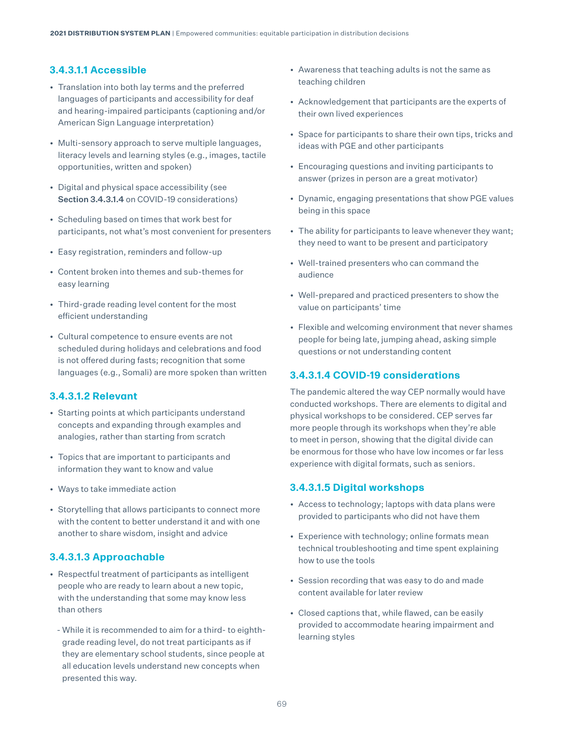#### 3.4.3.1.1 Accessible

- Translation into both lay terms and the preferred languages of participants and accessibility for deaf and hearing-impaired participants (captioning and/or American Sign Language interpretation)
- Multi-sensory approach to serve multiple languages, literacy levels and learning styles (e.g., images, tactile opportunities, written and spoken)
- Digital and physical space accessibility (see **Section 3.4.3.1.4** on COVID-19 considerations)
- Scheduling based on times that work best for participants, not what's most convenient for presenters
- Easy registration, reminders and follow-up
- Content broken into themes and sub-themes for easy learning
- Third-grade reading level content for the most efficient understanding
- Cultural competence to ensure events are not scheduled during holidays and celebrations and food is not offered during fasts; recognition that some languages (e.g., Somali) are more spoken than written

#### 3.4.3.1.2 Relevant

- Starting points at which participants understand concepts and expanding through examples and analogies, rather than starting from scratch
- Topics that are important to participants and information they want to know and value
- Ways to take immediate action
- Storytelling that allows participants to connect more with the content to better understand it and with one another to share wisdom, insight and advice

#### 3.4.3.1.3 Approachable

- Respectful treatment of participants as intelligent people who are ready to learn about a new topic, with the understanding that some may know less than others
  - While it is recommended to aim for a third- to eighth-grade reading level, do not treat participants as if they are elementary school students, since people at all education levels understand new concepts when presented this way.
- Awareness that teaching adults is not the same as teaching children
- Acknowledgement that participants are the experts of their own lived experiences
- Space for participants to share their own tips, tricks and ideas with PGE and other participants
- Encouraging questions and inviting participants to answer (prizes in person are a great motivator)
- Dynamic, engaging presentations that show PGE values being in this space
- The ability for participants to leave whenever they want; they need to want to be present and participatory
- Well-trained presenters who can command the audience
- Well-prepared and practiced presenters to show the value on participants' time
- Flexible and welcoming environment that never shames people for being late, jumping ahead, asking simple questions or not understanding content

#### 3.4.3.1.4 COVID-19 considerations

The pandemic altered the way CEP normally would have conducted workshops. There are elements to digital and physical workshops to be considered. CEP serves far more people through its workshops when they're able to meet in person, showing that the digital divide can be enormous for those who have low incomes or far less experience with digital formats, such as seniors.

#### 3.4.3.1.5 Digital workshops

- Access to technology; laptops with data plans were provided to participants who did not have them
- Experience with technology; online formats mean technical troubleshooting and time spent explaining how to use the tools
- Session recording that was easy to do and made content available for later review
- Closed captions, while flawed, can be easily provided to accommodate hearing impairment and learning styles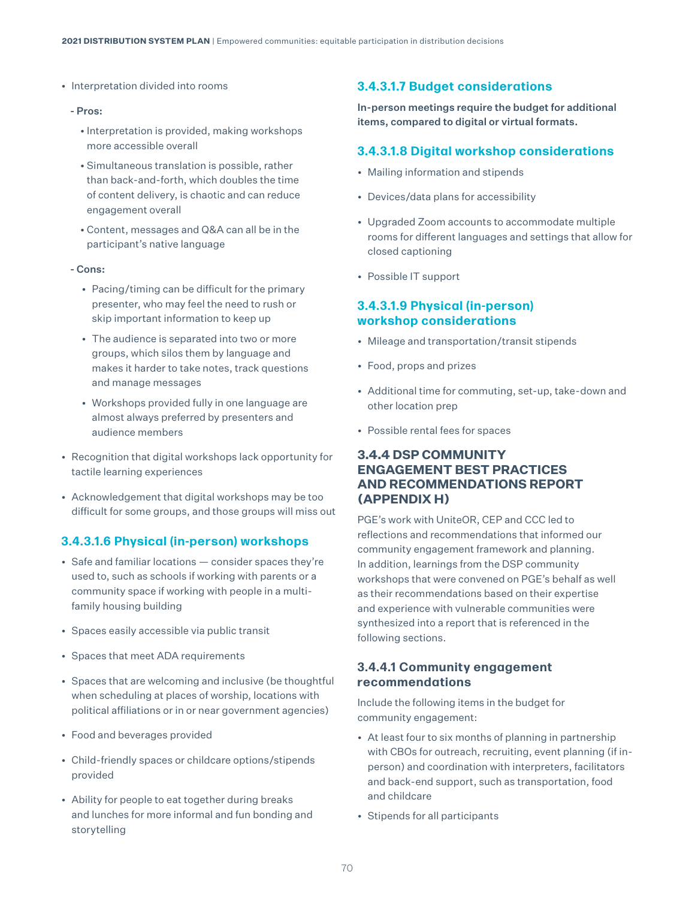- Interpretation divided into rooms
  - Pros:
    - Interpretation is provided, making workshops more accessible overall
    - Simultaneous translation is possible, rather than back-and-forth, which doubles the time of content delivery, is chaotic and can reduce engagement overall
    - Content, messages and Q&A can all be in the participant's native language
  - Cons:
    - Pacing/timing can be difficult for the primary presenter, who may feel the need to rush or skip important information to keep up
    - The audience is separated into two or more groups, which silos them by language and makes it harder to take notes, track questions and manage messages
    - Workshops provided fully in one language are almost always preferred by presenters and audience members
- Recognition that digital workshops lack opportunity for tactile learning experiences
- Acknowledgement that digital workshops may be too difficult for some groups, and those groups will miss out

### 3.4.3.1.6 Physical (in-person) workshops

- Safe and familiar locations — consider spaces they're used to, such as schools if working with parents or a community space if working with people in a multi-family housing building
- Spaces easily accessible via public transit
- Spaces that meet ADA requirements
- Spaces that are welcoming and inclusive (be thoughtful when scheduling at places of worship, locations with political affiliations or in or near government agencies)
- Food and beverages provided
- Child-friendly spaces or childcare options/stipends provided
- Ability for people to eat together during breaks and lunches for more informal and fun bonding and storytelling

### 3.4.3.1.7 Budget considerations

**In-person meetings require the budget for additional items, compared to digital or virtual formats.**

### 3.4.3.1.8 Digital workshop considerations

- Mailing information and stipends
- Devices/data plans for accessibility
- Upgraded Zoom accounts to accommodate multiple rooms for different languages and settings that allow for closed captioning
- Possible IT support

### 3.4.3.1.9 Physical (in-person) workshop considerations

- Mileage and transportation/transit stipends
- Food, props and prizes
- Additional time for commuting, set-up, take-down and other location prep
- Possible rental fees for spaces

## 3.4.4 DSP COMMUNITY ENGAGEMENT BEST PRACTICES AND RECOMMENDATIONS REPORT (APPENDIX H)

PGE's work with UniteOR, CEP and CCC led to reflections and recommendations that informed our community engagement framework and planning. In addition, learnings from the DSP community workshops that were convened on PGE's behalf as well as their recommendations based on their expertise and experience with vulnerable communities were synthesized into a report that is referenced in the following sections.

### 3.4.4.1 Community engagement recommendations

Include the following items in the budget for community engagement:

- At least four to six months of planning in partnership with CBOs for outreach, recruiting, event planning (if in-person) and coordination with interpreters, facilitators and back-end support, such as transportation, food and childcare
- Stipends for all participants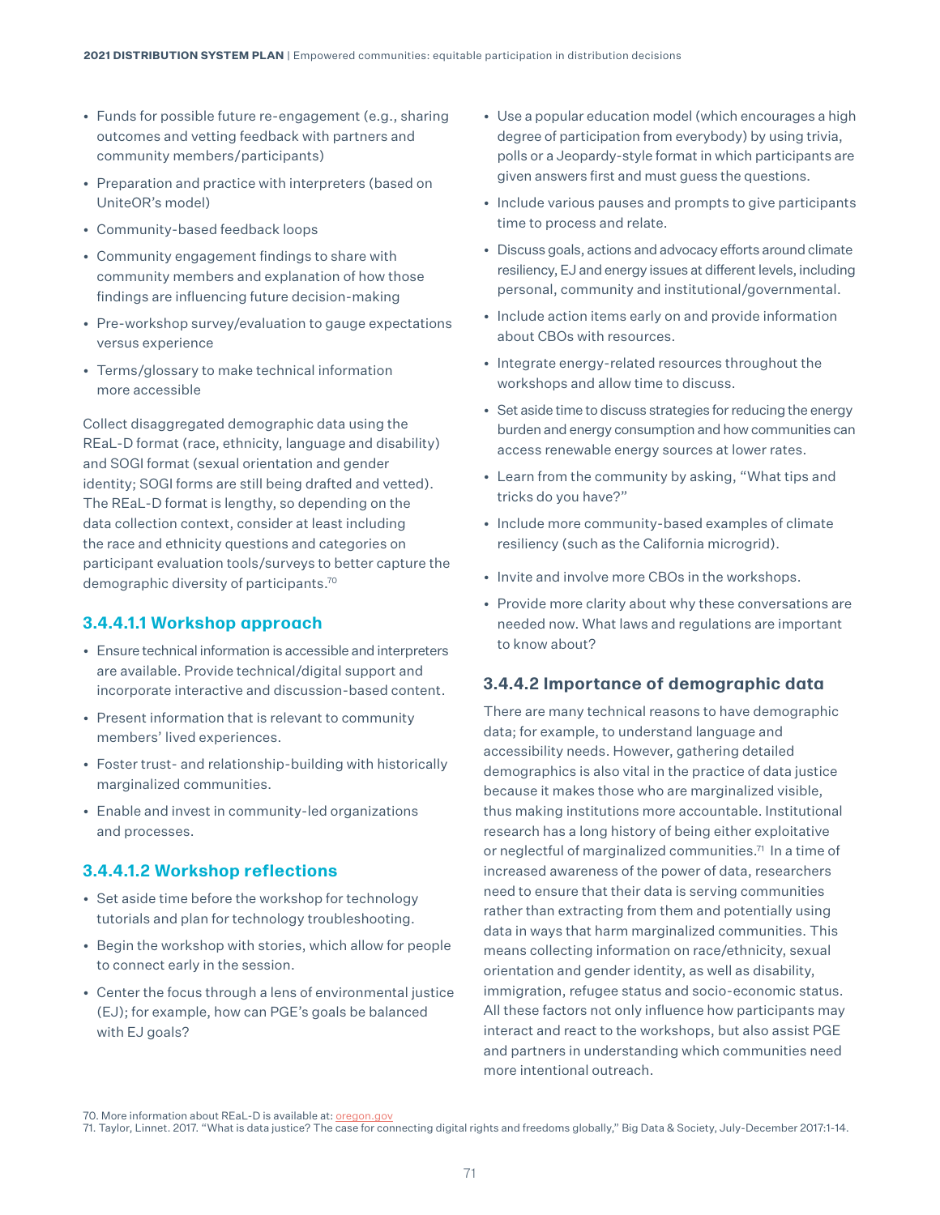- Funds for possible future re-engagement (e.g., sharing outcomes and vetting feedback with partners and community members/participants)
- Preparation and practice with interpreters (based on UniteOR's model)
- Community-based feedback loops
- Community engagement findings to share with community members and explanation of how those findings are influencing future decision-making
- Pre-workshop survey/evaluation to gauge expectations versus experience
- Terms/glossary to make technical information more accessible

Collect disaggregated demographic data using the REaL-D format (race, ethnicity, language and disability) and SOGI format (sexual orientation and gender identity; SOGI forms are still being drafted and vetted). The REaL-D format is lengthy, so depending on the data collection context, consider at least including the race and ethnicity questions and categories on participant evaluation tools/surveys to better capture the demographic diversity of participants.[70]

#### 3.4.4.1.1 Workshop approach

- Ensure technical information is accessible and interpreters are available. Provide technical/digital support and incorporate interactive and discussion-based content.
- Present information that is relevant to community members' lived experiences.
- Foster trust- and relationship-building with historically marginalized communities.
- Enable and invest in community-led organizations and processes.

#### 3.4.4.1.2 Workshop reflections

- Set aside time before the workshop for technology tutorials and plan for technology troubleshooting.
- Begin the workshop with stories, which allow for people to connect early in the session.
- Center the focus through a lens of environmental justice (EJ); for example, how can PGE's goals be balanced with EJ goals?
- Use a popular education model (which encourages a high degree of participation from everybody) by using trivia, polls or a Jeopardy-style format in which participants are given answers first and must guess the questions.
- Include various pauses and prompts to give participants time to process and relate.
- Discuss goals, actions and advocacy efforts around climate resiliency, EJ and energy issues at different levels, including personal, community and institutional/governmental.
- Include action items early on and provide information about CBOs with resources.
- Integrate energy-related resources throughout the workshops and allow time to discuss.
- Set aside time to discuss strategies for reducing the energy burden and energy consumption and how communities can access renewable energy sources at lower rates.
- Learn from the community by asking, "What tips and tricks do you have?"
- Include more community-based examples of climate resiliency (such as the California microgrid).
- Invite and involve more CBOs in the workshops.
- Provide more clarity about why these conversations are needed now. What laws and regulations are important to know about?

### 3.4.4.2 Importance of demographic data

There are many technical reasons to have demographic data; for example, to understand language and accessibility needs. However, gathering detailed demographics is also vital in the practice of data justice because it makes those who are marginalized visible, thus making institutions more accountable. Institutional research has a long history of being either exploitative or neglectful of marginalized communities.[71] In a time of increased awareness of the power of data, researchers need to ensure that their data is serving communities rather than extracting from them and potentially using data in ways that harm marginalized communities. This means collecting information on race/ethnicity, sexual orientation and gender identity, as well as disability, immigration, refugee status and socio-economic status. All these factors not only influence how participants may interact and react to the workshops, but also assist PGE and partners in understanding which communities need more intentional outreach.

70. More information about REaL-D is available at: oregon.gov
71. Taylor, Linnet. 2017. "What is data justice? The case for connecting digital rights and freedoms globally," Big Data & Society, July-December 2017:1-14.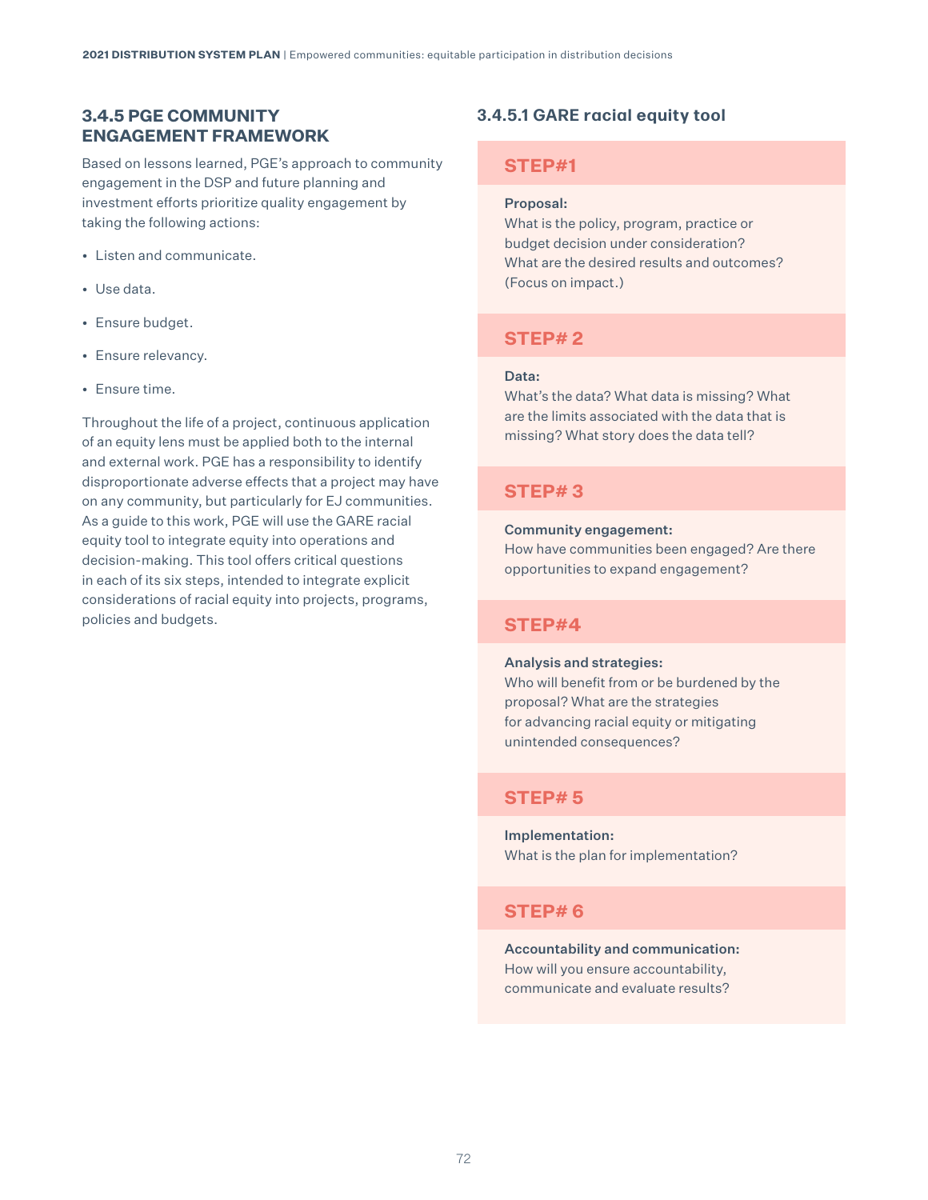### 3.4.5 PGE COMMUNITY ENGAGEMENT FRAMEWORK

Based on lessons learned, PGE's approach to community engagement in the DSP and future planning and investment efforts prioritize quality engagement by taking the following actions:

- Listen and communicate.
- Use data.
- Ensure budget.
- Ensure relevancy.
- Ensure time.

Throughout the life of a project, continuous application of an equity lens must be applied both to the internal and external work. PGE has a responsibility to identify disproportionate adverse effects that a project may have on any community, but particularly for EJ communities. As a guide to this work, PGE will use the GARE racial equity tool to integrate equity into operations and decision-making. This tool offers critical questions in each of its six steps, intended to integrate explicit considerations of racial equity into projects, programs, policies and budgets.

#### 3.4.5.1 GARE racial equity tool

**STEP#1**

**Proposal:**
What is the policy, program, practice or budget decision under consideration? What are the desired results and outcomes? (Focus on impact.)

**STEP# 2**

**Data:**
What's the data? What data is missing? What are the limits associated with the data that is missing? What story does the data tell?

**STEP# 3**

**Community engagement:**
How have communities been engaged? Are there opportunities to expand engagement?

**STEP#4**

**Analysis and strategies:**
Who will benefit from or be burdened by the proposal? What are the strategies for advancing racial equity or mitigating unintended consequences?

**STEP# 5**

**Implementation:**
What is the plan for implementation?

**STEP# 6**

**Accountability and communication:**
How will you ensure accountability, communicate and evaluate results?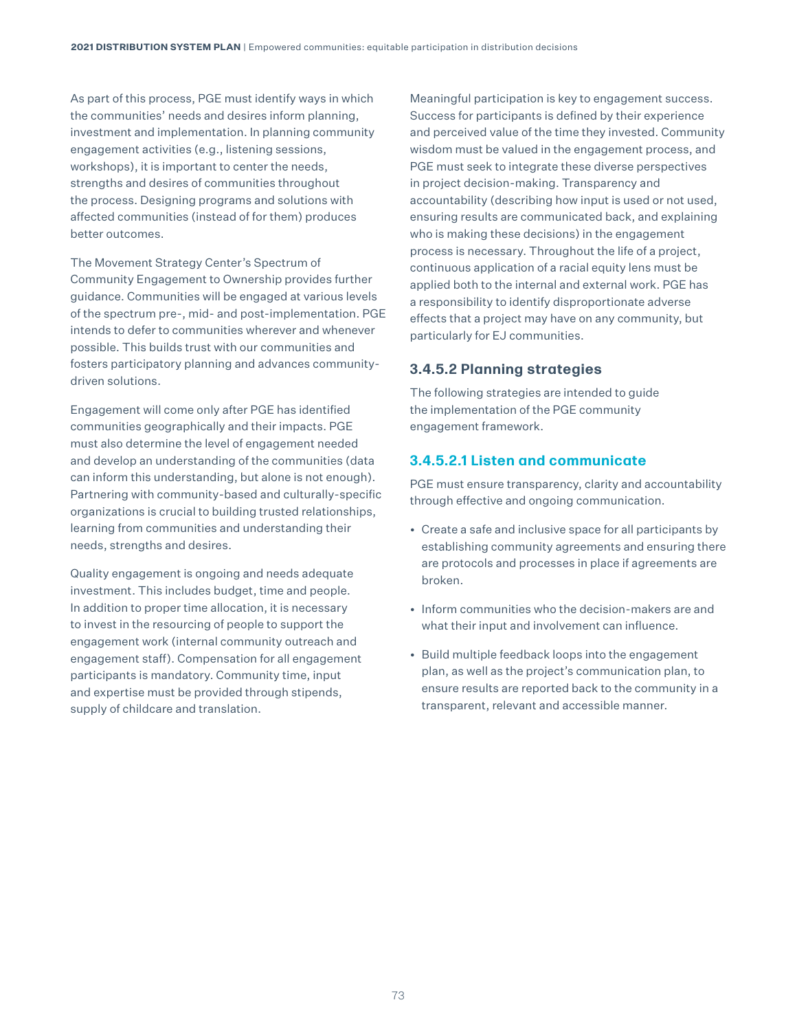As part of this process, PGE must identify ways in which the communities' needs and desires inform planning, investment and implementation. In planning community engagement activities (e.g., listening sessions, workshops), it is important to center the needs, strengths and desires of communities throughout the process. Designing programs and solutions with affected communities (instead of for them) produces better outcomes.

The Movement Strategy Center's Spectrum of Community Engagement to Ownership provides further guidance. Communities will be engaged at various levels of the spectrum pre-, mid- and post-implementation. PGE intends to defer to communities wherever and whenever possible. This builds trust with our communities and fosters participatory planning and advances community-driven solutions.

Engagement will come only after PGE has identified communities geographically and their impacts. PGE must also determine the level of engagement needed and develop an understanding of the communities (data can inform this understanding, but alone is not enough). Partnering with community-based and culturally-specific organizations is crucial to building trusted relationships, learning from communities and understanding their needs, strengths and desires.

Quality engagement is ongoing and needs adequate investment. This includes budget, time and people. In addition to proper time allocation, it is necessary to invest in the resourcing of people to support the engagement work (internal community outreach and engagement staff). Compensation for all engagement participants is mandatory. Community time, input and expertise must be provided through stipends, supply of childcare and translation.

Meaningful participation is key to engagement success. Success for participants is defined by their experience and perceived value of the time they invested. Community wisdom must be valued in the engagement process, and PGE must seek to integrate these diverse perspectives in project decision-making. Transparency and accountability (describing how input is used or not used, ensuring results are communicated back, and explaining who is making these decisions) in the engagement process is necessary. Throughout the life of a project, continuous application of a racial equity lens must be applied both to the internal and external work. PGE has a responsibility to identify disproportionate adverse effects that a project may have on any community, but particularly for EJ communities.

### 3.4.5.2 Planning strategies

The following strategies are intended to guide the implementation of the PGE community engagement framework.

#### 3.4.5.2.1 Listen and communicate

PGE must ensure transparency, clarity and accountability through effective and ongoing communication.

- Create a safe and inclusive space for all participants by establishing community agreements and ensuring there are protocols and processes in place if agreements are broken.
- Inform communities who the decision-makers are and what their input and involvement can influence.
- Build multiple feedback loops into the engagement plan, as well as the project's communication plan, to ensure results are reported back to the community in a transparent, relevant and accessible manner.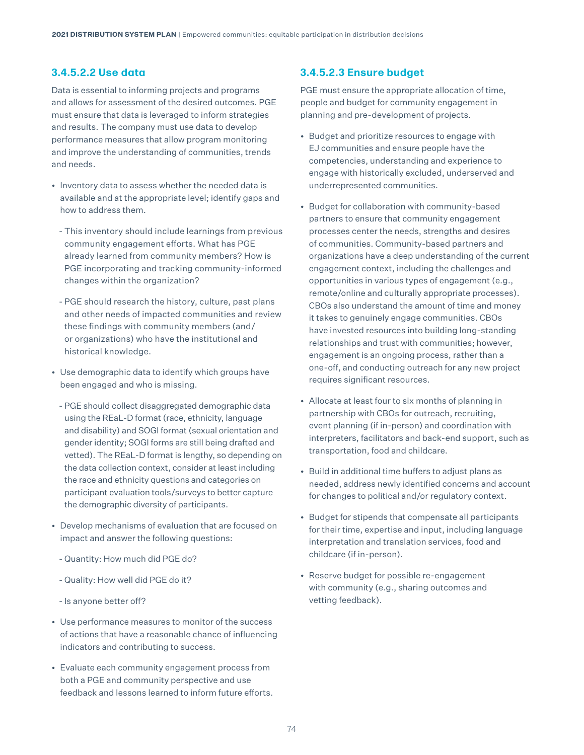### 3.4.5.2.2 Use data

Data is essential to informing projects and programs and allows for assessment of the desired outcomes. PGE must ensure that data is leveraged to inform strategies and results. The company must use data to develop performance measures that allow program monitoring and improve the understanding of communities, trends and needs.

- Inventory data to assess whether the needed data is available and at the appropriate level; identify gaps and how to address them.
  - This inventory should include learnings from previous community engagement efforts. What has PGE already learned from community members? How is PGE incorporating and tracking community-informed changes within the organization?
  - PGE should research the history, culture, past plans and other needs of impacted communities and review these findings with community members (and/or organizations) who have the institutional and historical knowledge.
- Use demographic data to identify which groups have been engaged and who is missing.
  - PGE should collect disaggregated demographic data using the REaL-D format (race, ethnicity, language and disability) and SOGI format (sexual orientation and gender identity; SOGI forms are still being drafted and vetted). The REaL-D format is lengthy, so depending on the data collection context, consider at least including the race and ethnicity questions and categories on participant evaluation tools/surveys to better capture the demographic diversity of participants.
- Develop mechanisms of evaluation that are focused on impact and answer the following questions:
  - Quantity: How much did PGE do?
  - Quality: How well did PGE do it?
  - Is anyone better off?
- Use performance measures to monitor of the success of actions that have a reasonable chance of influencing indicators and contributing to success.
- Evaluate each community engagement process from both a PGE and community perspective and use feedback and lessons learned to inform future efforts.

### 3.4.5.2.3 Ensure budget

PGE must ensure the appropriate allocation of time, people and budget for community engagement in planning and pre-development of projects.

- Budget and prioritize resources to engage with EJ communities and ensure people have the competencies, understanding and experience to engage with historically excluded, underserved and underrepresented communities.
- Budget for collaboration with community-based partners to ensure that community engagement processes center the needs, strengths and desires of communities. Community-based partners and organizations have a deep understanding of the current engagement context, including the challenges and opportunities in various types of engagement (e.g., remote/online and culturally appropriate processes). CBOs also understand the amount of time and money it takes to genuinely engage communities. CBOs have invested resources into building long-standing relationships and trust with communities; however, engagement is an ongoing process, rather than a one-off, and conducting outreach for any new project requires significant resources.
- Allocate at least four to six months of planning in partnership with CBOs for outreach, recruiting, event planning (if in-person) and coordination with interpreters, facilitators and back-end support, such as transportation, food and childcare.
- Build in additional time buffers to adjust plans as needed, address newly identified concerns and account for changes to political and/or regulatory context.
- Budget for stipends that compensate all participants for their time, expertise and input, including language interpretation and translation services, food and childcare (if in-person).
- Reserve budget for possible re-engagement with community (e.g., sharing outcomes and vetting feedback).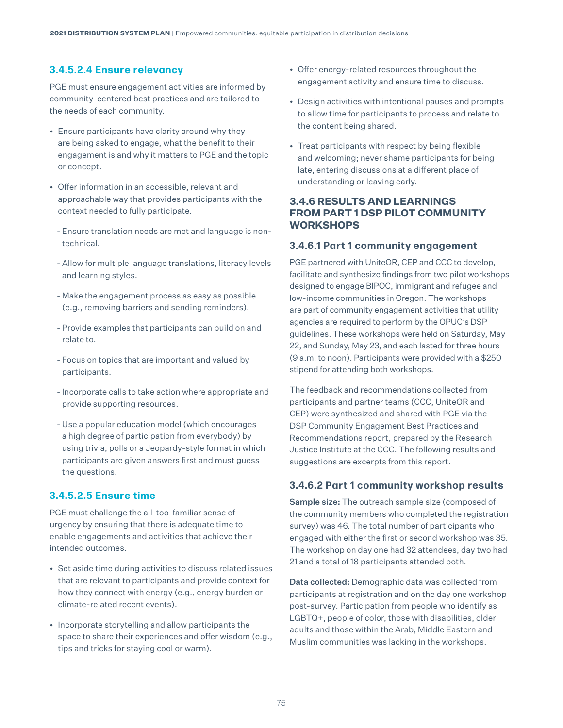### 3.4.5.2.4 Ensure relevancy

PGE must ensure engagement activities are informed by community-centered best practices and are tailored to the needs of each community.

- Ensure participants have clarity around why they are being asked to engage, what the benefit to their engagement is and why it matters to PGE and the topic or concept.
- Offer information in an accessible, relevant and approachable way that provides participants with the context needed to fully participate.
  - Ensure translation needs are met and language is non-technical.
  - Allow for multiple language translations, literacy levels and learning styles.
  - Make the engagement process as easy as possible (e.g., removing barriers and sending reminders).
  - Provide examples that participants can build on and relate to.
  - Focus on topics that are important and valued by participants.
  - Incorporate calls to take action where appropriate and provide supporting resources.
  - Use a popular education model (which encourages a high degree of participation from everybody) by using trivia, polls or a Jeopardy-style format in which participants are given answers first and must guess the questions.

### 3.4.5.2.5 Ensure time

PGE must challenge the all-too-familiar sense of urgency by ensuring that there is adequate time to enable engagements and activities that achieve their intended outcomes.

- Set aside time during activities to discuss related issues that are relevant to participants and provide context for how they connect with energy (e.g., energy burden or climate-related recent events).
- Incorporate storytelling and allow participants the space to share their experiences and offer wisdom (e.g., tips and tricks for staying cool or warm).
- Offer energy-related resources throughout the engagement activity and ensure time to discuss.
- Design activities with intentional pauses and prompts to allow time for participants to process and relate to the content being shared.
- Treat participants with respect by being flexible and welcoming; never shame participants for being late, entering discussions at a different place of understanding or leaving early.

## 3.4.6 RESULTS AND LEARNINGS FROM PART 1 DSP PILOT COMMUNITY WORKSHOPS

### 3.4.6.1 Part 1 community engagement

PGE partnered with UniteOR, CEP and CCC to develop, facilitate and synthesize findings from two pilot workshops designed to engage BIPOC, immigrant and refugee and low-income communities in Oregon. The workshops are part of community engagement activities that utility agencies are required to perform by the OPUC's DSP guidelines. These workshops were held on Saturday, May 22, and Sunday, May 23, and each lasted for three hours (9 a.m. to noon). Participants were provided with a $250 stipend for attending both workshops.

The feedback and recommendations collected from participants and partner teams (CCC, UniteOR and CEP) were synthesized and shared with PGE via the DSP Community Engagement Best Practices and Recommendations report, prepared by the Research Justice Institute at the CCC. The following results and suggestions are excerpts from this report.

### 3.4.6.2 Part 1 community workshop results

**Sample size:** The outreach sample size (composed of the community members who completed the registration survey) was 46. The total number of participants who engaged with either the first or second workshop was 35. The workshop on day one had 32 attendees, day two had 21 and a total of 18 participants attended both.

**Data collected:** Demographic data was collected from participants at registration and on the day one workshop post-survey. Participation from people who identify as LGBTQ+, people of color, those with disabilities, older adults and those within the Arab, Middle Eastern and Muslim communities was lacking in the workshops.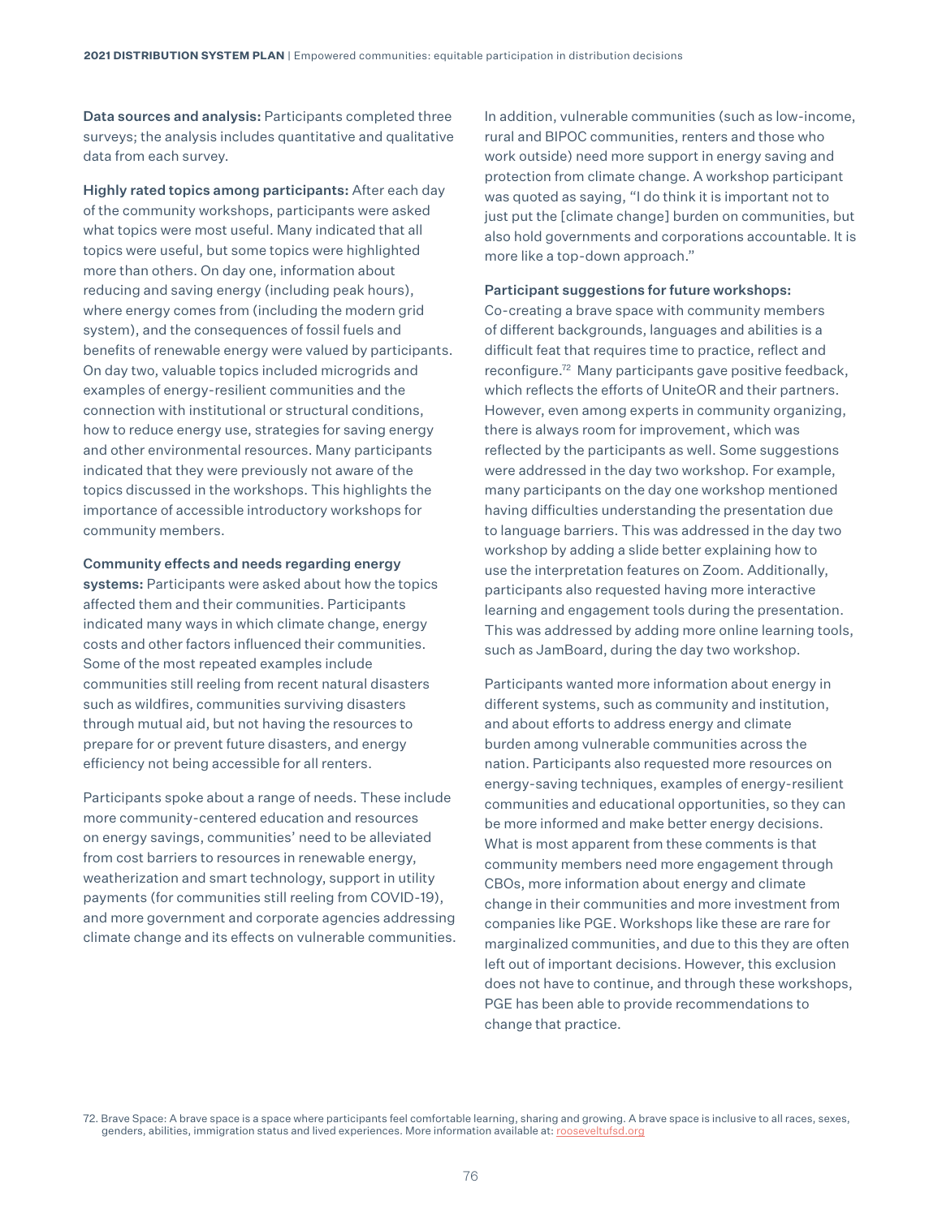**Data sources and analysis:** Participants completed three surveys; the analysis includes quantitative and qualitative data from each survey.

**Highly rated topics among participants:** After each day of the community workshops, participants were asked what topics were most useful. Many indicated that all topics were useful, but some topics were highlighted more than others. On day one, information about reducing and saving energy (including peak hours), where energy comes from (including the modern grid system), and the consequences of fossil fuels and benefits of renewable energy were valued by participants. On day two, valuable topics included microgrids and examples of energy-resilient communities and the connection with institutional or structural conditions, how to reduce energy use, strategies for saving energy and other environmental resources. Many participants indicated that they were previously not aware of the topics discussed in the workshops. This highlights the importance of accessible introductory workshops for community members.

**Community effects and needs regarding energy systems:** Participants were asked about how the topics affected them and their communities. Participants indicated many ways in which climate change, energy costs and other factors influenced their communities. Some of the most repeated examples include communities still reeling from recent natural disasters such as wildfires, communities surviving disasters through mutual aid, but not having the resources to prepare for or prevent future disasters, and energy efficiency not being accessible for all renters.

Participants spoke about a range of needs. These include more community-centered education and resources on energy savings, communities' need to be alleviated from cost barriers to resources in renewable energy, weatherization and smart technology, support in utility payments (for communities still reeling from COVID-19), and more government and corporate agencies addressing climate change and its effects on vulnerable communities.

In addition, vulnerable communities (such as low-income, rural and BIPOC communities, renters and those who work outside) need more support in energy saving and protection from climate change. A workshop participant was quoted as saying, "I do think it is important not to just put the [climate change] burden on communities, but also hold governments and corporations accountable. It is more like a top-down approach."

**Participant suggestions for future workshops:** Co-creating a brave space with community members of different backgrounds, languages and abilities is a difficult feat that requires time to practice, reflect and reconfigure.[72] Many participants gave positive feedback, which reflects the efforts of UniteOR and their partners. However, even among experts in community organizing, there is always room for improvement, which was reflected by the participants as well. Some suggestions were addressed in the day two workshop. For example, many participants on the day one workshop mentioned having difficulties understanding the presentation due to language barriers. This was addressed in the day two workshop by adding a slide better explaining how to use the interpretation features on Zoom. Additionally, participants also requested having more interactive learning and engagement tools during the presentation. This was addressed by adding more online learning tools, such as JamBoard, during the day two workshop.

Participants wanted more information about energy in different systems, such as community and institution, and about efforts to address energy and climate burden among vulnerable communities across the nation. Participants also requested more resources on energy-saving techniques, examples of energy-resilient communities and educational opportunities, so they can be more informed and make better energy decisions. What is most apparent from these comments is that community members need more engagement through CBOs, more information about energy and climate change in their communities and more investment from companies like PGE. Workshops like these are rare for marginalized communities, and due to this they are often left out of important decisions. However, this exclusion does not have to continue, and through these workshops, PGE has been able to provide recommendations to change that practice.

72. Brave Space: A brave space is a space where participants feel comfortable learning, sharing and growing. A brave space is inclusive to all races, sexes, genders, abilities, immigration status and lived experiences. More information available at: rooseveltufsd.org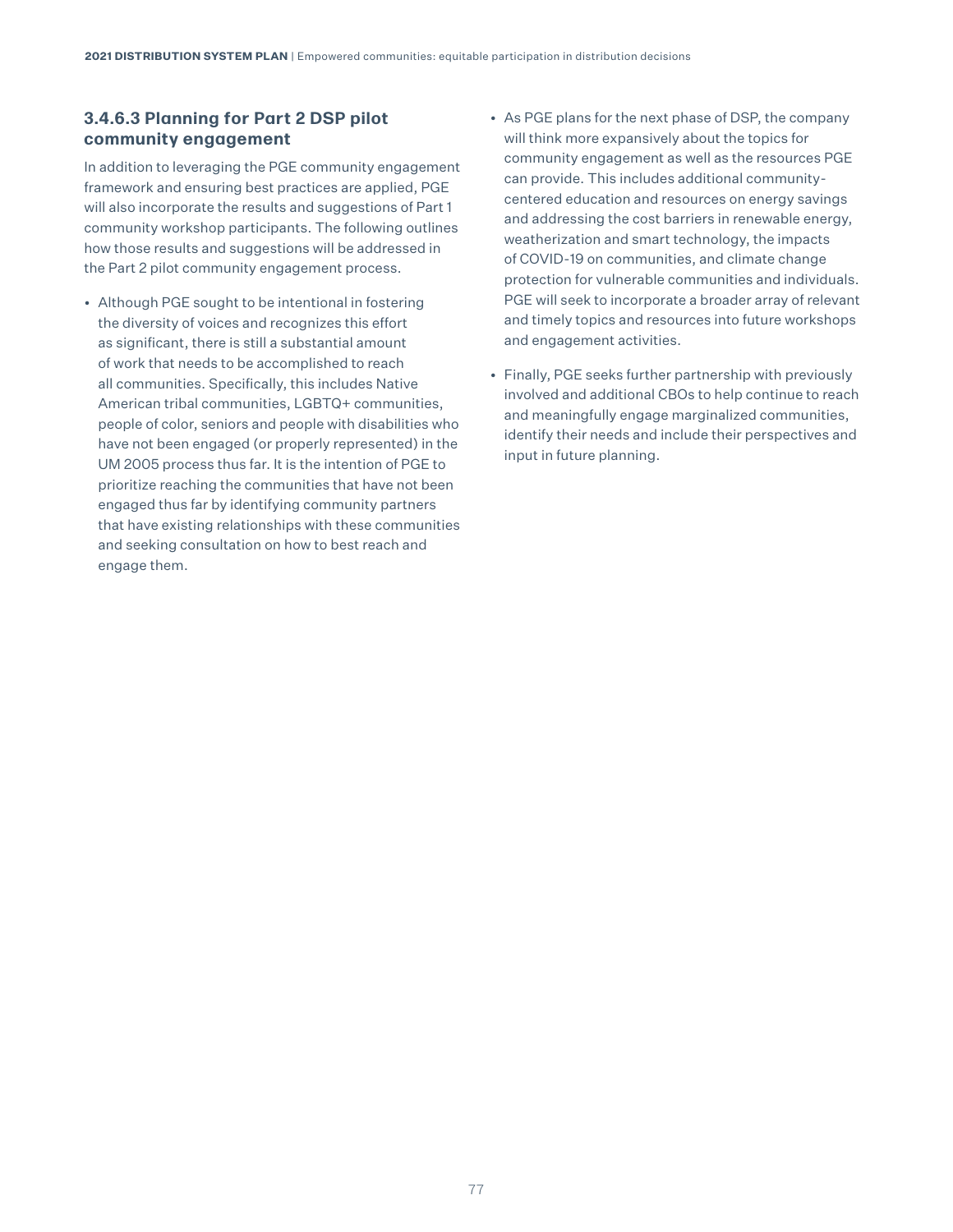### 3.4.6.3 Planning for Part 2 DSP pilot community engagement

In addition to leveraging the PGE community engagement framework and ensuring best practices are applied, PGE will also incorporate the results and suggestions of Part 1 community workshop participants. The following outlines how those results and suggestions will be addressed in the Part 2 pilot community engagement process.

- Although PGE sought to be intentional in fostering the diversity of voices and recognizes this effort as significant, there is still a substantial amount of work that needs to be accomplished to reach all communities. Specifically, this includes Native American tribal communities, LGBTQ+ communities, people of color, seniors and people with disabilities who have not been engaged (or properly represented) in the UM 2005 process thus far. It is the intention of PGE to prioritize reaching the communities that have not been engaged thus far by identifying community partners that have existing relationships with these communities and seeking consultation on how to best reach and engage them.
- As PGE plans for the next phase of DSP, the company will think more expansively about the topics for community engagement as well as the resources PGE can provide. This includes additional community-centered education and resources on energy savings and addressing the cost barriers in renewable energy, weatherization and smart technology, the impacts of COVID-19 on communities, and climate change protection for vulnerable communities and individuals. PGE will seek to incorporate a broader array of relevant and timely topics and resources into future workshops and engagement activities.
- Finally, PGE seeks further partnership with previously involved and additional CBOs to help continue to reach and meaningfully engage marginalized communities, identify their needs and include their perspectives and input in future planning.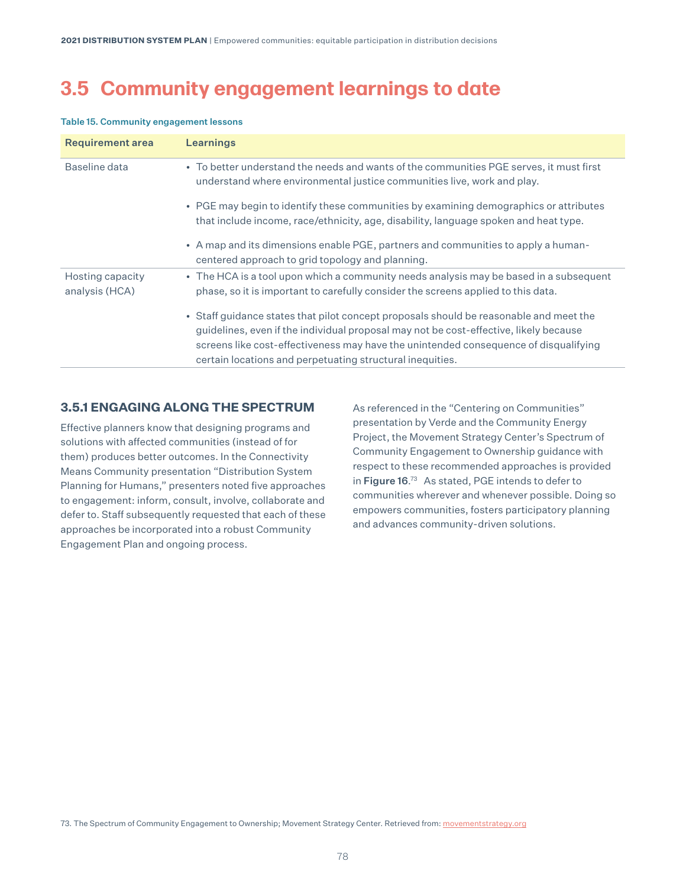# 3.5 Community engagement learnings to date

**Table 15. Community engagement lessons**

| Requirement area | Learnings |
| --- | --- |
| Baseline data | • To better understand the needs and wants of the communities PGE serves, it must first understand where environmental justice communities live, work and play.<br>• PGE may begin to identify these communities by examining demographics or attributes that include income, race/ethnicity, age, disability, language spoken and heat type.<br>• A map and its dimensions enable PGE, partners and communities to apply a human-centered approach to grid topology and planning. |
| Hosting capacity analysis (HCA) | • The HCA is a tool upon which a community needs analysis may be based in a subsequent phase, so it is important to carefully consider the screens applied to this data.<br>• Staff guidance states that pilot concept proposals should be reasonable and meet the guidelines, even if the individual proposal may not be cost-effective, likely because screens like cost-effectiveness may have the unintended consequence of disqualifying certain locations and perpetuating structural inequities. |

### 3.5.1 ENGAGING ALONG THE SPECTRUM

Effective planners know that designing programs and solutions with affected communities (instead of for them) produces better outcomes. In the Connectivity Means Community presentation "Distribution System Planning for Humans," presenters noted five approaches to engagement: inform, consult, involve, collaborate and defer to. Staff subsequently requested that each of these approaches be incorporated into a robust Community Engagement Plan and ongoing process.

As referenced in the "Centering on Communities" presentation by Verde and the Community Energy Project, the Movement Strategy Center's Spectrum of Community Engagement to Ownership guidance with respect to these recommended approaches is provided in **Figure 16**.[73] As stated, PGE intends to defer to communities wherever and whenever possible. Doing so empowers communities, fosters participatory planning and advances community-driven solutions.

73. The Spectrum of Community Engagement to Ownership; Movement Strategy Center. Retrieved from: movementstrategy.org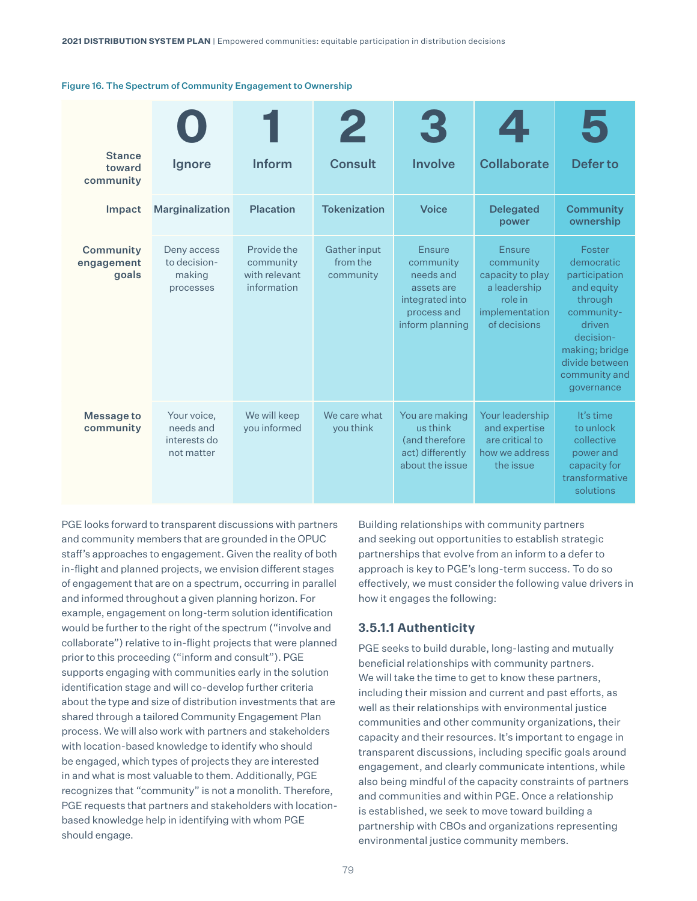Figure 16. The Spectrum of Community Engagement to Ownership

| | 0 | 1 | 2 | 3 | 4 | 5 |
|---|---|---|---|---|---|---|
| **Stance toward community** | Ignore | Inform | Consult | Involve | Collaborate | Defer to |
| **Impact** | Marginalization | Placation | Tokenization | Voice | Delegated power | Community ownership |
| **Community engagement goals** | Deny access to decision-making processes | Provide the community with relevant information | Gather input from the community | Ensure community needs and assets are integrated into process and inform planning | Ensure community capacity to play a leadership role in implementation of decisions | Foster democratic participation and equity through community-driven decision-making; bridge divide between community and governance |
| **Message to community** | Your voice, needs and interests do not matter | We will keep you informed | We care what you think | You are making us think (and therefore act) differently about the issue | Your leadership and expertise are critical to how we address the issue | It's time to unlock collective power and capacity for transformative solutions |

PGE looks forward to transparent discussions with partners and community members that are grounded in the OPUC staff's approaches to engagement. Given the reality of both in-flight and planned projects, we envision different stages of engagement that are on a spectrum, occurring in parallel and informed throughout a given planning horizon. For example, engagement on long-term solution identification would be further to the right of the spectrum ("involve and collaborate") relative to in-flight projects that were planned prior to this proceeding ("inform and consult"). PGE supports engaging with communities early in the solution identification stage and will co-develop further criteria about the type and size of distribution investments that are shared through a tailored Community Engagement Plan process. We will also work with partners and stakeholders with location-based knowledge to identify who should be engaged, which types of projects they are interested in and what is most valuable to them. Additionally, PGE recognizes that "community" is not a monolith. Therefore, PGE requests that partners and stakeholders with location-based knowledge help in identifying with whom PGE should engage.

Building relationships with community partners and seeking out opportunities to establish strategic partnerships that evolve from an inform to a defer to approach is key to PGE's long-term success. To do so effectively, we must consider the following value drivers in how it engages the following:

### 3.5.1.1 Authenticity

PGE seeks to build durable, long-lasting and mutually beneficial relationships with community partners. We will take the time to get to know these partners, including their mission and current and past efforts, as well as their relationships with environmental justice communities and other community organizations, their capacity and their resources. It's important to engage in transparent discussions, including specific goals around engagement, and clearly communicate intentions, while also being mindful of the capacity constraints of partners and communities and within PGE. Once a relationship is established, we seek to move toward building a partnership with CBOs and organizations representing environmental justice community members.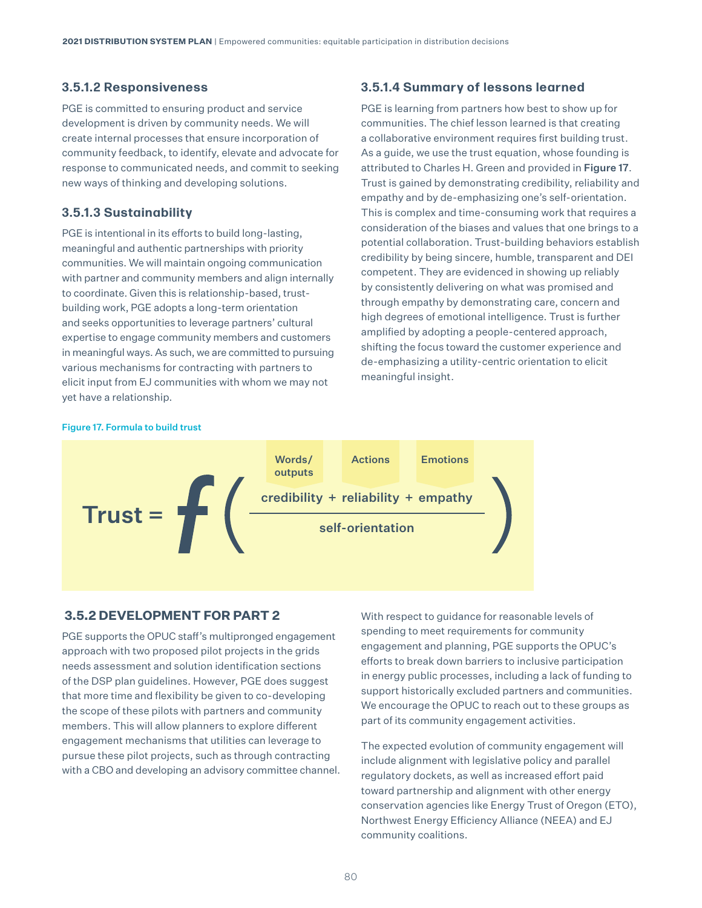### 3.5.1.2 Responsiveness

PGE is committed to ensuring product and service development is driven by community needs. We will create internal processes that ensure incorporation of community feedback, to identify, elevate and advocate for response to communicated needs, and commit to seeking new ways of thinking and developing solutions.

### 3.5.1.3 Sustainability

PGE is intentional in its efforts to build long-lasting, meaningful and authentic partnerships with priority communities. We will maintain ongoing communication with partner and community members and align internally to coordinate. Given this is relationship-based, trust-building work, PGE adopts a long-term orientation and seeks opportunities to leverage partners' cultural expertise to engage community members and customers in meaningful ways. As such, we are committed to pursuing various mechanisms for contracting with partners to elicit input from EJ communities with whom we may not yet have a relationship.

### 3.5.1.4 Summary of lessons learned

PGE is learning from partners how best to show up for communities. The chief lesson learned is that creating a collaborative environment requires first building trust. As a guide, we use the trust equation, whose founding is attributed to Charles H. Green and provided in **Figure 17**. Trust is gained by demonstrating credibility, reliability and empathy and by de-emphasizing one's self-orientation. This is complex and time-consuming work that requires a consideration of the biases and values that one brings to a potential collaboration. Trust-building behaviors establish credibility by being sincere, humble, transparent and DEI competent. They are evidenced in showing up reliably by consistently delivering on what was promised and through empathy by demonstrating care, concern and high degrees of emotional intelligence. Trust is further amplified by adopting a people-centered approach, shifting the focus toward the customer experience and de-emphasizing a utility-centric orientation to elicit meaningful insight.

**Figure 17. Formula to build trust**

Words/outputs — Actions — Emotions

$$\text{Trust} = f\left(\frac{\text{credibility} + \text{reliability} + \text{empathy}}{\text{self-orientation}}\right)$$

## 3.5.2 DEVELOPMENT FOR PART 2

PGE supports the OPUC staff's multipronged engagement approach with two proposed pilot projects in the grids needs assessment and solution identification sections of the DSP plan guidelines. However, PGE does suggest that more time and flexibility be given to co-developing the scope of these pilots with partners and community members. This will allow planners to explore different engagement mechanisms that utilities can leverage to pursue these pilot projects, such as through contracting with a CBO and developing an advisory committee channel.

With respect to guidance for reasonable levels of spending to meet requirements for community engagement and planning, PGE supports the OPUC's efforts to break down barriers to inclusive participation in energy public processes, including a lack of funding to support historically excluded partners and communities. We encourage the OPUC to reach out to these groups as part of its community engagement activities.

The expected evolution of community engagement will include alignment with legislative policy and parallel regulatory dockets, as well as increased effort paid toward partnership and alignment with other energy conservation agencies like Energy Trust of Oregon (ETO), Northwest Energy Efficiency Alliance (NEEA) and EJ community coalitions.